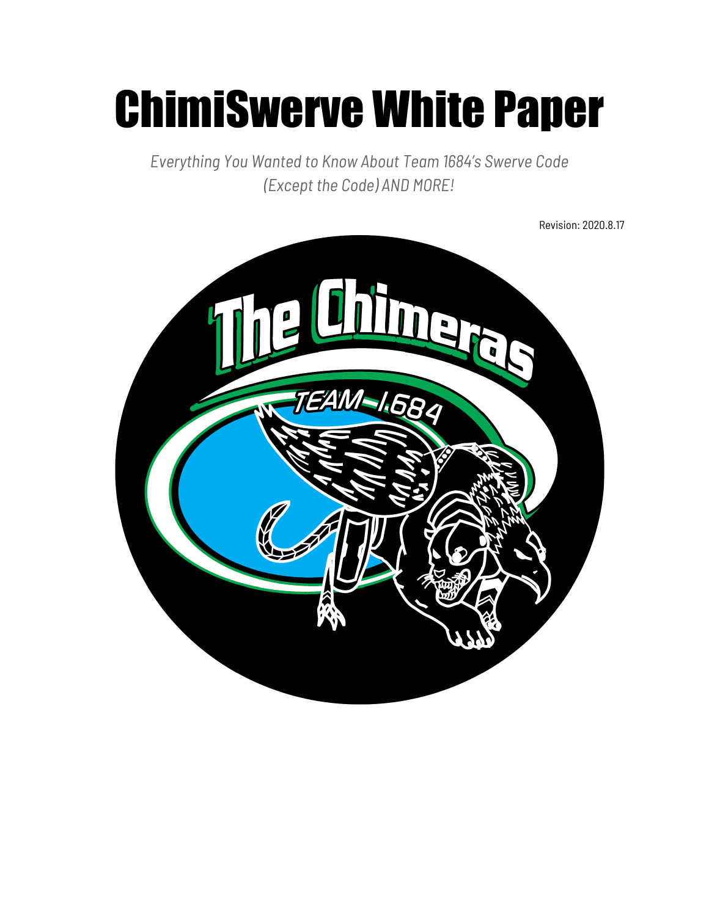# ChimiSwerve White Paper

*Everything You Wanted to Know About Team 1684's Swerve Code (Except the Code) AND MORE!*

Revision: 2020.8.17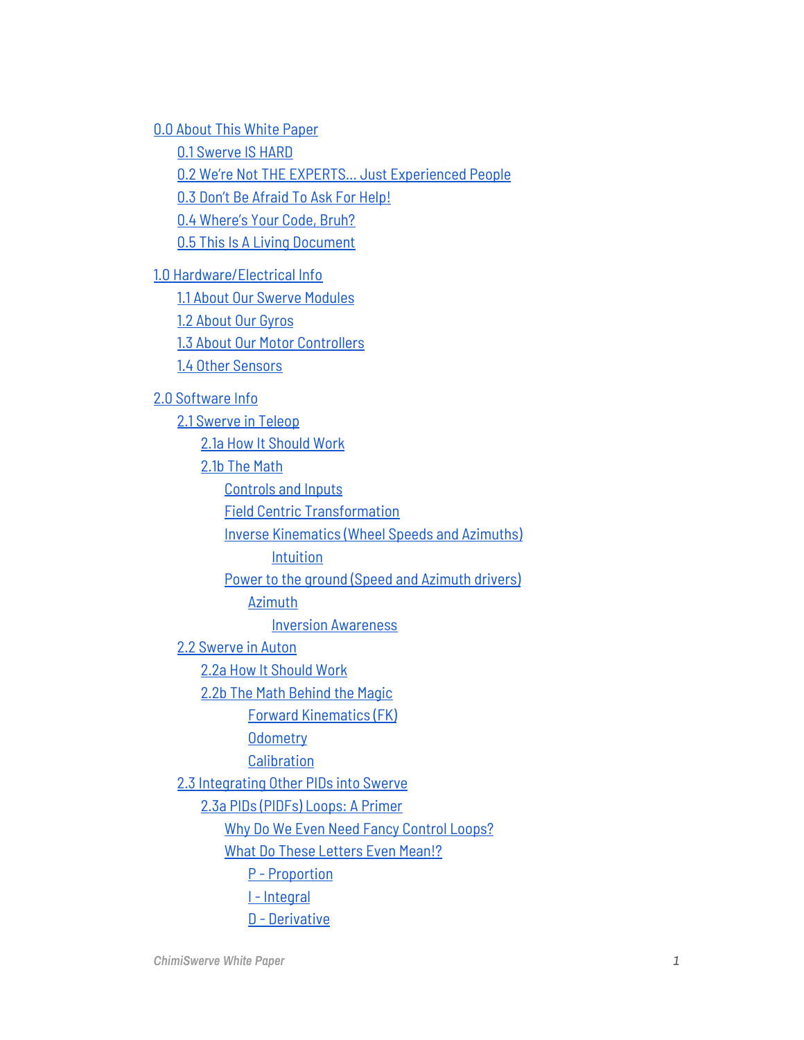- 0.0 About This White Paper
  - 0.1 Swerve IS HARD
  - 0.2 We're Not THE EXPERTS... Just Experienced People
  - 0.3 Don't Be Afraid To Ask For Help!
  - 0.4 Where's Your Code, Bruh?
  - 0.5 This Is A Living Document
- 1.0 Hardware/Electrical Info
  - 1.1 About Our Swerve Modules
  - 1.2 About Our Gyros
  - 1.3 About Our Motor Controllers
  - 1.4 Other Sensors
- 2.0 Software Info
  - 2.1 Swerve in Teleop
    - 2.1a How It Should Work
    - 2.1b The Math
      - Controls and Inputs
      - Field Centric Transformation
      - Inverse Kinematics (Wheel Speeds and Azimuths)
        - Intuition
      - Power to the ground (Speed and Azimuth drivers)
        - Azimuth
          - Inversion Awareness
  - 2.2 Swerve in Auton
    - 2.2a How It Should Work
    - 2.2b The Math Behind the Magic
      - Forward Kinematics (FK)
      - Odometry
      - Calibration
  - 2.3 Integrating Other PIDs into Swerve
    - 2.3a PIDs (PIDFs) Loops: A Primer
      - Why Do We Even Need Fancy Control Loops?
      - What Do These Letters Even Mean!?
        - P - Proportion
        - I - Integral
        - D - Derivative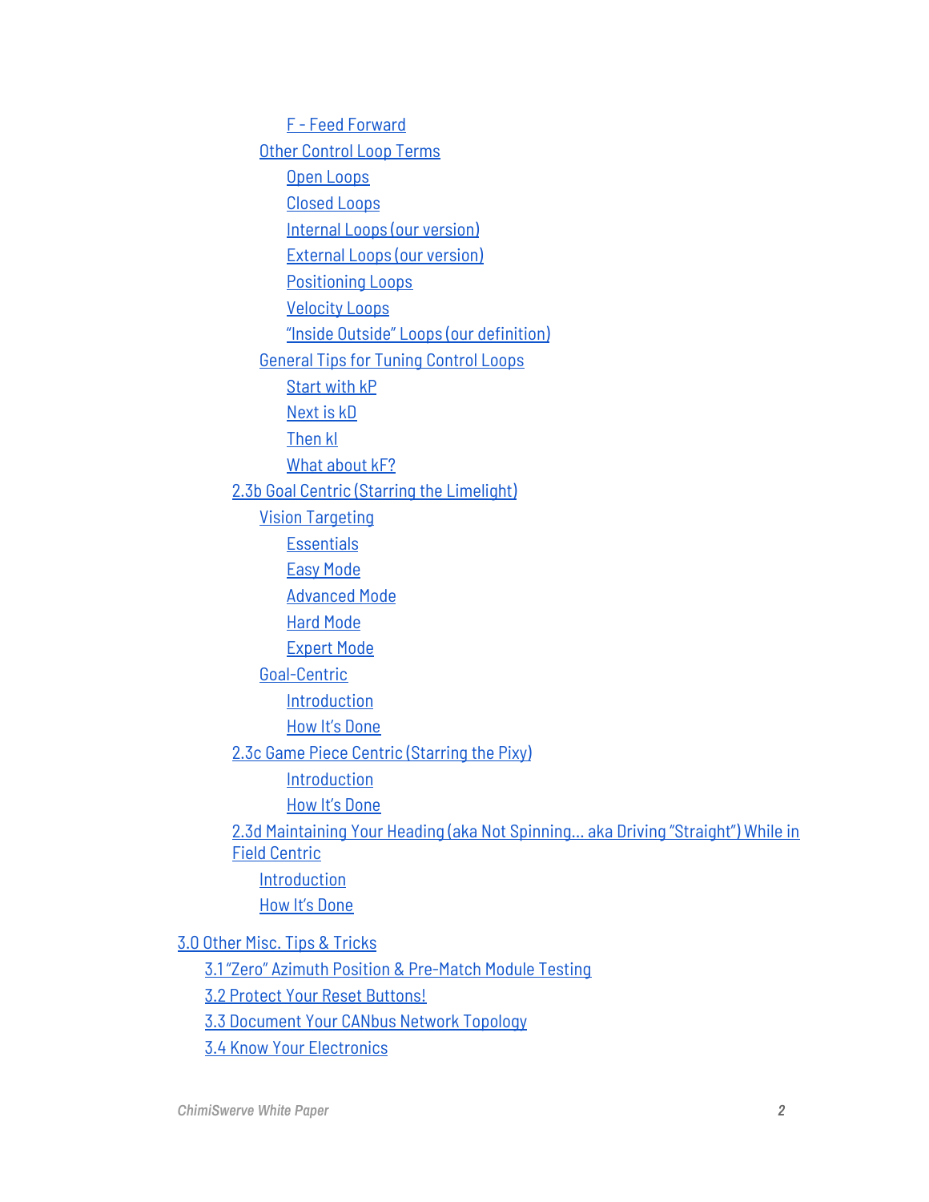- F - Feed Forward
- Other Control Loop Terms
  - Open Loops
  - Closed Loops
  - Internal Loops (our version)
  - External Loops (our version)
  - Positioning Loops
  - Velocity Loops
  - "Inside Outside" Loops (our definition)
- General Tips for Tuning Control Loops
  - Start with kP
  - Next is kD
  - Then kI
  - What about kF?

2.3b Goal Centric (Starring the Limelight)

- Vision Targeting
  - Essentials
  - Easy Mode
  - Advanced Mode
  - Hard Mode
  - Expert Mode
- Goal-Centric
  - Introduction
  - How It's Done

2.3c Game Piece Centric (Starring the Pixy)

- Introduction
- How It's Done

2.3d Maintaining Your Heading (aka Not Spinning... aka Driving "Straight") While in Field Centric

- Introduction
- How It's Done

3.0 Other Misc. Tips & Tricks

- 3.1 "Zero" Azimuth Position & Pre-Match Module Testing
- 3.2 Protect Your Reset Buttons!
- 3.3 Document Your CANbus Network Topology
- 3.4 Know Your Electronics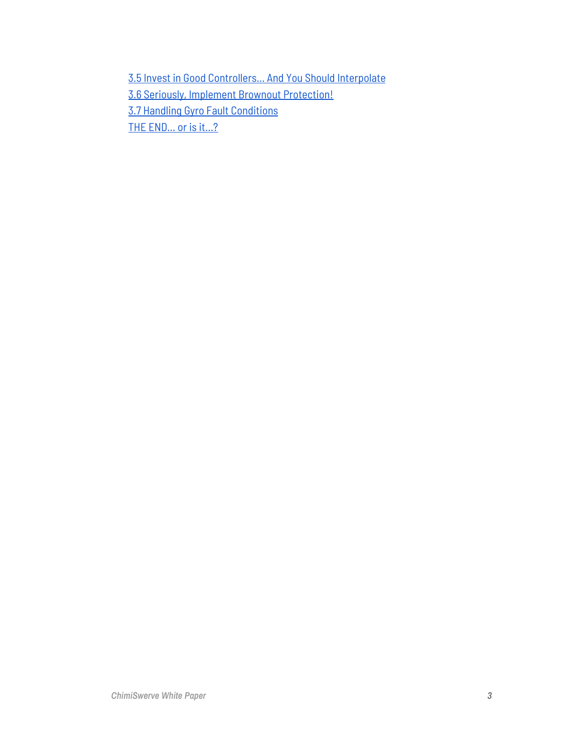3.5 Invest in Good Controllers... And You Should Interpolate

3.6 Seriously, Implement Brownout Protection!

3.7 Handling Gyro Fault Conditions

THE END... or is it...?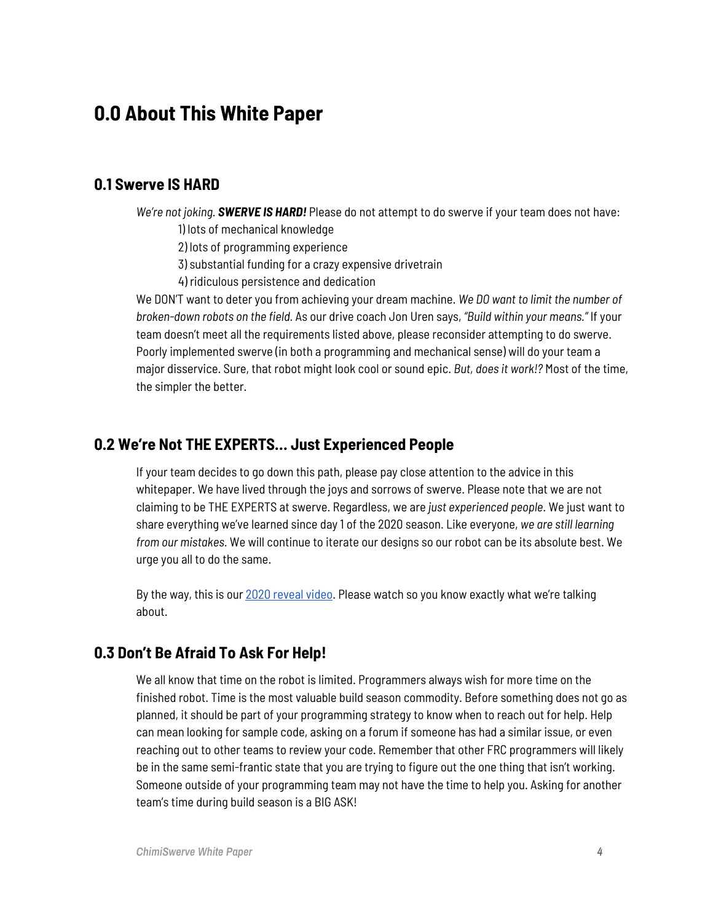# 0.0 About This White Paper

## 0.1 Swerve IS HARD

*We're not joking.* ***SWERVE IS HARD!*** Please do not attempt to do swerve if your team does not have:

1) lots of mechanical knowledge
2) lots of programming experience
3) substantial funding for a crazy expensive drivetrain
4) ridiculous persistence and dedication

We DON'T want to deter you from achieving your dream machine. *We DO want to limit the number of broken-down robots on the field.* As our drive coach Jon Uren says, *"Build within your means."* If your team doesn't meet all the requirements listed above, please reconsider attempting to do swerve. Poorly implemented swerve (in both a programming and mechanical sense) will do your team a major disservice. Sure, that robot might look cool or sound epic. *But, does it work!?* Most of the time, the simpler the better.

## 0.2 We're Not THE EXPERTS... Just Experienced People

If your team decides to go down this path, please pay close attention to the advice in this whitepaper. We have lived through the joys and sorrows of swerve. Please note that we are not claiming to be THE EXPERTS at swerve. Regardless, we are *just experienced people*. We just want to share everything we've learned since day 1 of the 2020 season. Like everyone, *we are still learning from our mistakes*. We will continue to iterate our designs so our robot can be its absolute best. We urge you all to do the same.

By the way, this is our 2020 reveal video. Please watch so you know exactly what we're talking about.

## 0.3 Don't Be Afraid To Ask For Help!

We all know that time on the robot is limited. Programmers always wish for more time on the finished robot. Time is the most valuable build season commodity. Before something does not go as planned, it should be part of your programming strategy to know when to reach out for help. Help can mean looking for sample code, asking on a forum if someone has had a similar issue, or even reaching out to other teams to review your code. Remember that other FRC programmers will likely be in the same semi-frantic state that you are trying to figure out the one thing that isn't working. Someone outside of your programming team may not have the time to help you. Asking for another team's time during build season is a BIG ASK!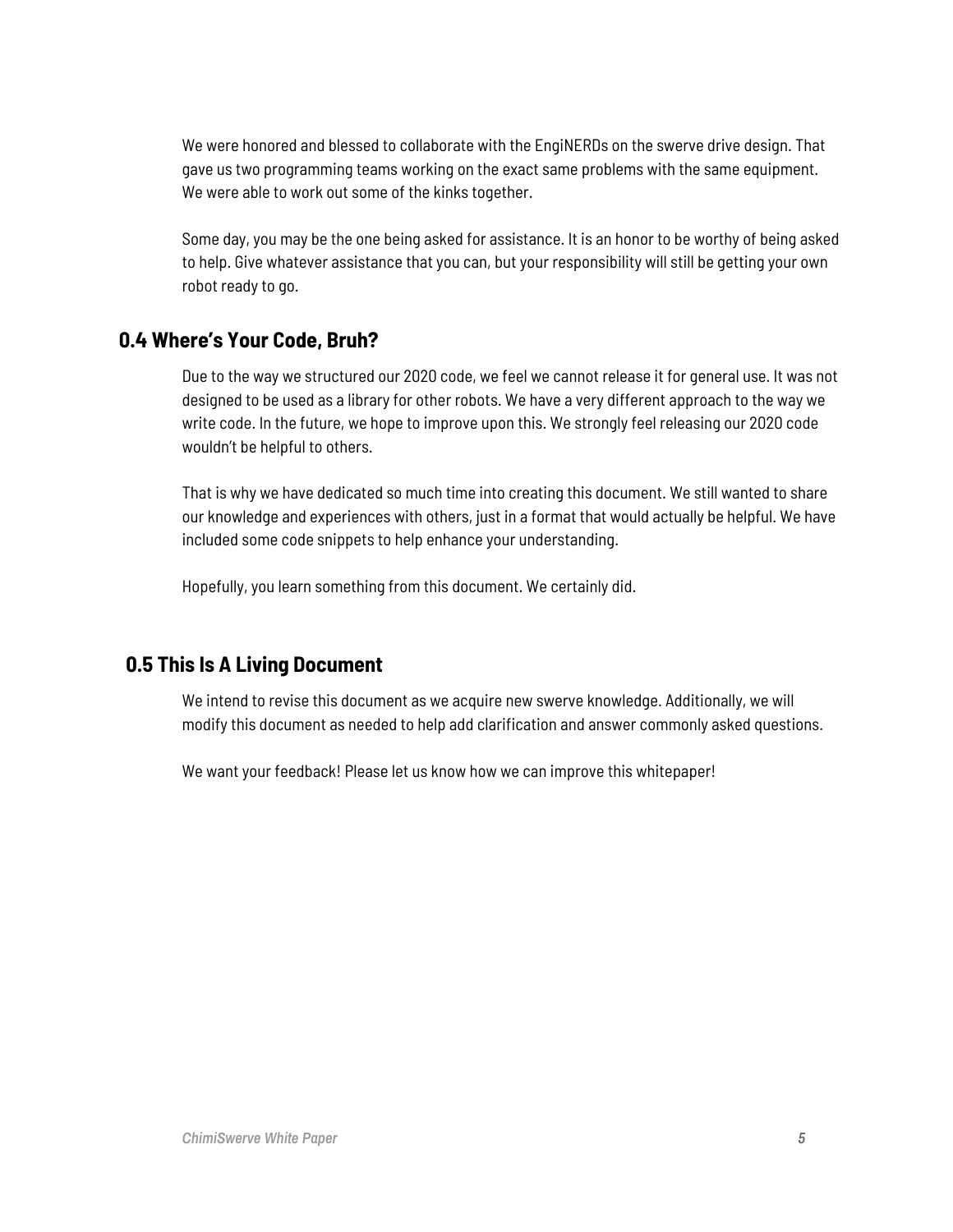We were honored and blessed to collaborate with the EngiNERDs on the swerve drive design. That gave us two programming teams working on the exact same problems with the same equipment. We were able to work out some of the kinks together.

Some day, you may be the one being asked for assistance. It is an honor to be worthy of being asked to help. Give whatever assistance that you can, but your responsibility will still be getting your own robot ready to go.

## 0.4 Where's Your Code, Bruh?

Due to the way we structured our 2020 code, we feel we cannot release it for general use. It was not designed to be used as a library for other robots. We have a very different approach to the way we write code. In the future, we hope to improve upon this. We strongly feel releasing our 2020 code wouldn't be helpful to others.

That is why we have dedicated so much time into creating this document. We still wanted to share our knowledge and experiences with others, just in a format that would actually be helpful. We have included some code snippets to help enhance your understanding.

Hopefully, you learn something from this document. We certainly did.

## 0.5 This Is A Living Document

We intend to revise this document as we acquire new swerve knowledge. Additionally, we will modify this document as needed to help add clarification and answer commonly asked questions.

We want your feedback! Please let us know how we can improve this whitepaper!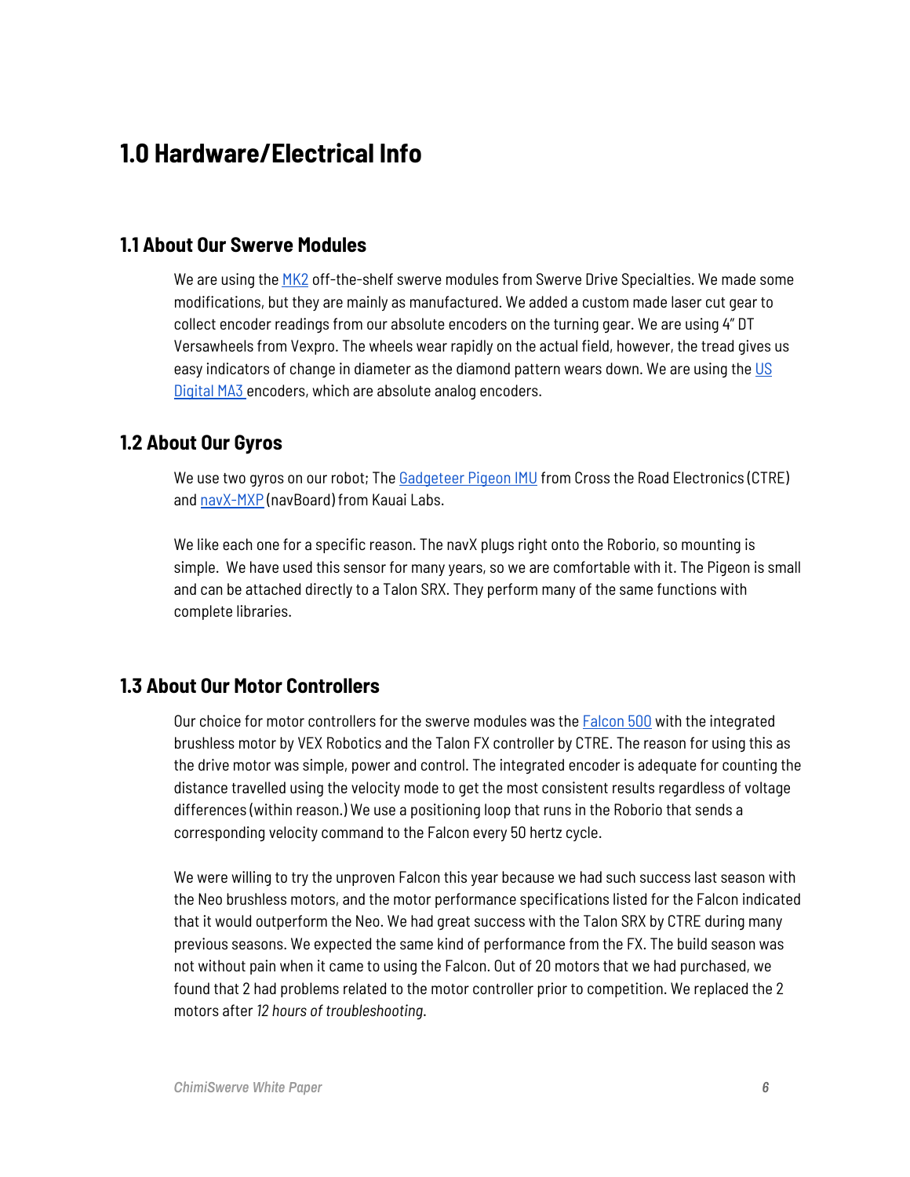# 1.0 Hardware/Electrical Info

## 1.1 About Our Swerve Modules

We are using the MK2 off-the-shelf swerve modules from Swerve Drive Specialties. We made some modifications, but they are mainly as manufactured. We added a custom made laser cut gear to collect encoder readings from our absolute encoders on the turning gear. We are using 4" DT Versawheels from Vexpro. The wheels wear rapidly on the actual field, however, the tread gives us easy indicators of change in diameter as the diamond pattern wears down. We are using the US Digital MA3 encoders, which are absolute analog encoders.

## 1.2 About Our Gyros

We use two gyros on our robot; The Gadgeteer Pigeon IMU from Cross the Road Electronics (CTRE) and navX-MXP (navBoard) from Kauai Labs.

We like each one for a specific reason. The navX plugs right onto the Roborio, so mounting is simple. We have used this sensor for many years, so we are comfortable with it. The Pigeon is small and can be attached directly to a Talon SRX. They perform many of the same functions with complete libraries.

## 1.3 About Our Motor Controllers

Our choice for motor controllers for the swerve modules was the Falcon 500 with the integrated brushless motor by VEX Robotics and the Talon FX controller by CTRE. The reason for using this as the drive motor was simple, power and control. The integrated encoder is adequate for counting the distance travelled using the velocity mode to get the most consistent results regardless of voltage differences (within reason.) We use a positioning loop that runs in the Roborio that sends a corresponding velocity command to the Falcon every 50 hertz cycle.

We were willing to try the unproven Falcon this year because we had such success last season with the Neo brushless motors, and the motor performance specifications listed for the Falcon indicated that it would outperform the Neo. We had great success with the Talon SRX by CTRE during many previous seasons. We expected the same kind of performance from the FX. The build season was not without pain when it came to using the Falcon. Out of 20 motors that we had purchased, we found that 2 had problems related to the motor controller prior to competition. We replaced the 2 motors after *12 hours of troubleshooting.*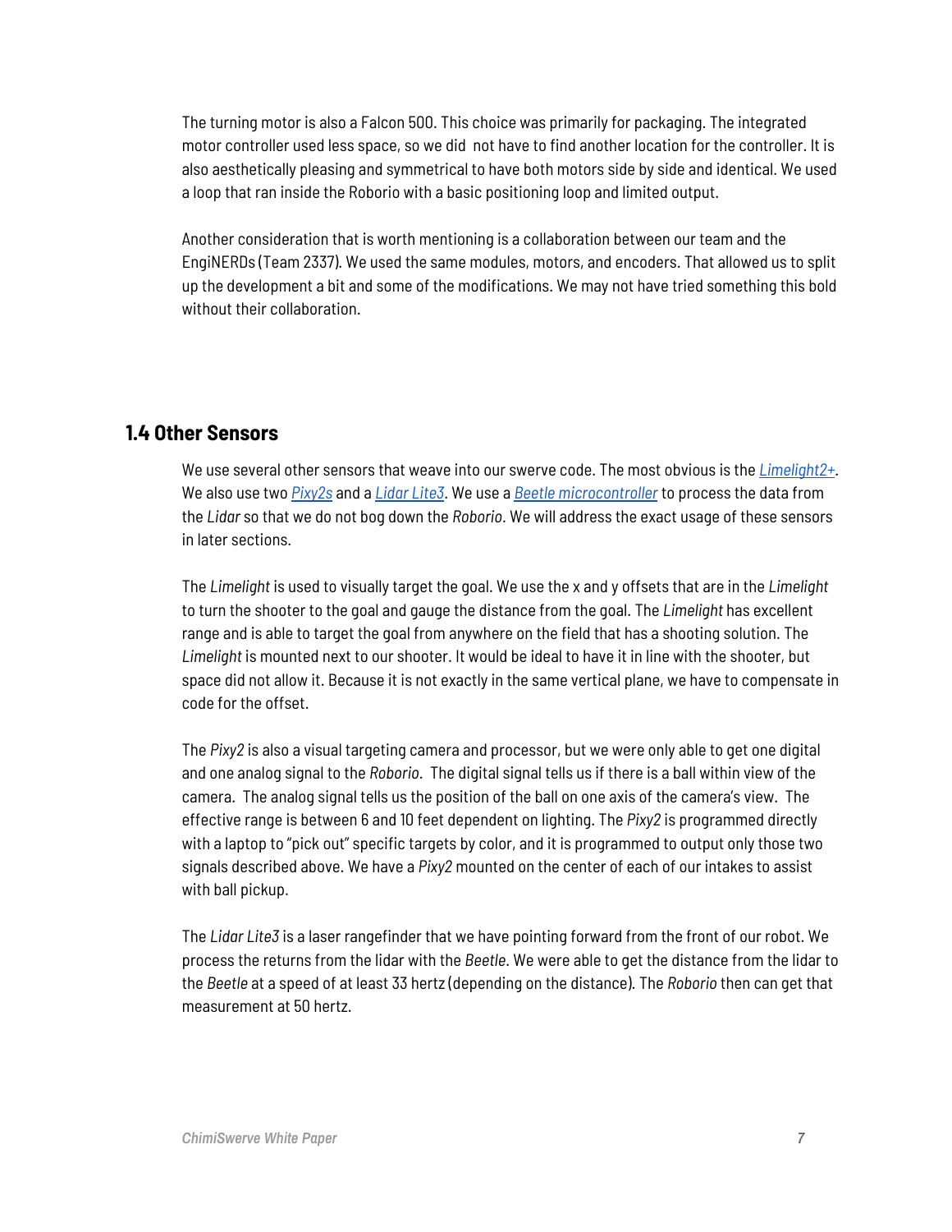The turning motor is also a Falcon 500. This choice was primarily for packaging. The integrated motor controller used less space, so we did not have to find another location for the controller. It is also aesthetically pleasing and symmetrical to have both motors side by side and identical. We used a loop that ran inside the Roborio with a basic positioning loop and limited output.

Another consideration that is worth mentioning is a collaboration between our team and the EngiNERDs (Team 2337). We used the same modules, motors, and encoders. That allowed us to split up the development a bit and some of the modifications. We may not have tried something this bold without their collaboration.

## 1.4 Other Sensors

We use several other sensors that weave into our swerve code. The most obvious is the *Limelight2+*. We also use two *Pixy2s* and a *Lidar Lite3*. We use a *Beetle microcontroller* to process the data from the *Lidar* so that we do not bog down the *Roborio*. We will address the exact usage of these sensors in later sections.

The *Limelight* is used to visually target the goal. We use the x and y offsets that are in the *Limelight* to turn the shooter to the goal and gauge the distance from the goal. The *Limelight* has excellent range and is able to target the goal from anywhere on the field that has a shooting solution. The *Limelight* is mounted next to our shooter. It would be ideal to have it in line with the shooter, but space did not allow it. Because it is not exactly in the same vertical plane, we have to compensate in code for the offset.

The *Pixy2* is also a visual targeting camera and processor, but we were only able to get one digital and one analog signal to the *Roborio*. The digital signal tells us if there is a ball within view of the camera. The analog signal tells us the position of the ball on one axis of the camera's view. The effective range is between 6 and 10 feet dependent on lighting. The *Pixy2* is programmed directly with a laptop to "pick out" specific targets by color, and it is programmed to output only those two signals described above. We have a *Pixy2* mounted on the center of each of our intakes to assist with ball pickup.

The *Lidar Lite3* is a laser rangefinder that we have pointing forward from the front of our robot. We process the returns from the lidar with the *Beetle*. We were able to get the distance from the lidar to the *Beetle* at a speed of at least 33 hertz (depending on the distance). The *Roborio* then can get that measurement at 50 hertz.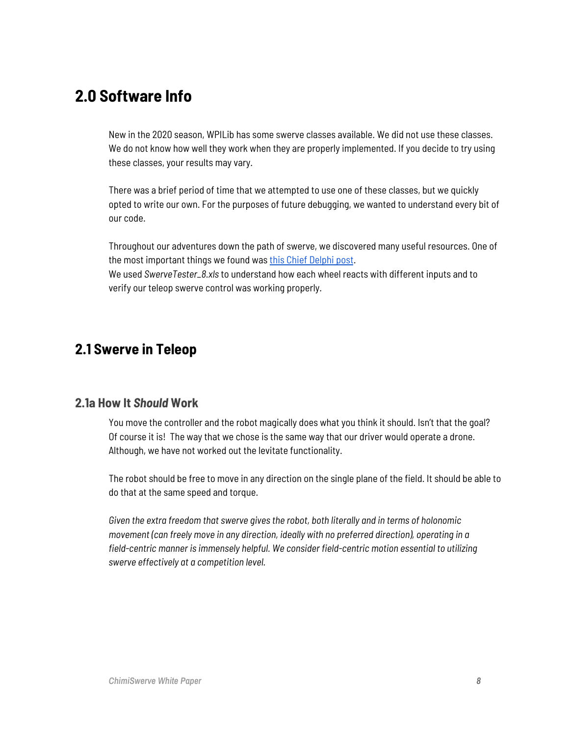# 2.0 Software Info

New in the 2020 season, WPILib has some swerve classes available. We did not use these classes. We do not know how well they work when they are properly implemented. If you decide to try using these classes, your results may vary.

There was a brief period of time that we attempted to use one of these classes, but we quickly opted to write our own. For the purposes of future debugging, we wanted to understand every bit of our code.

Throughout our adventures down the path of swerve, we discovered many useful resources. One of the most important things we found was this Chief Delphi post.
We used *SwerveTester_8.xls* to understand how each wheel reacts with different inputs and to verify our teleop swerve control was working properly.

# 2.1 Swerve in Teleop

## 2.1a How It *Should* Work

You move the controller and the robot magically does what you think it should. Isn't that the goal? Of course it is! The way that we chose is the same way that our driver would operate a drone. Although, we have not worked out the levitate functionality.

The robot should be free to move in any direction on the single plane of the field. It should be able to do that at the same speed and torque.

*Given the extra freedom that swerve gives the robot, both literally and in terms of holonomic movement (can freely move in any direction, ideally with no preferred direction), operating in a field-centric manner is immensely helpful. We consider field-centric motion essential to utilizing swerve effectively at a competition level.*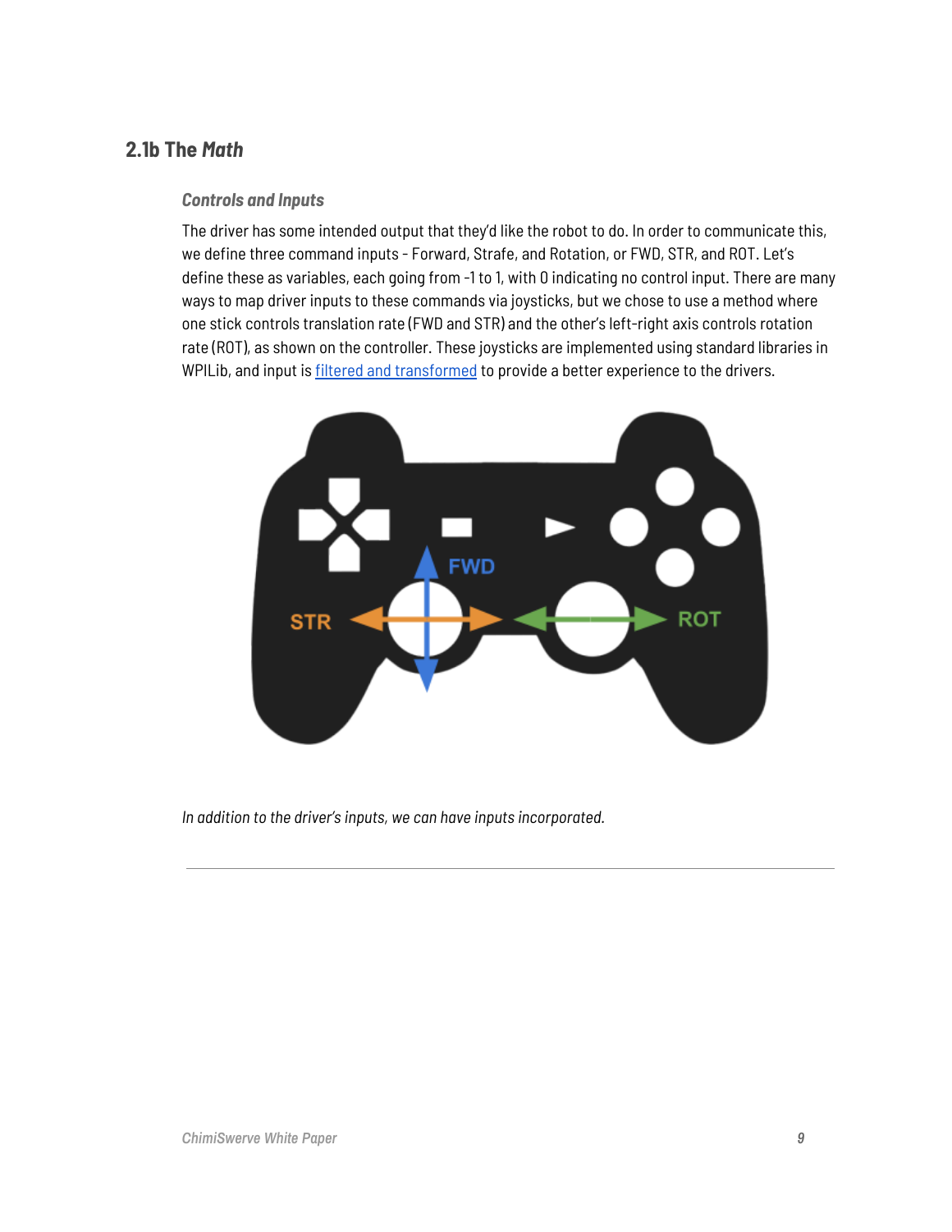## 2.1b The *Math*

### *Controls and Inputs*

The driver has some intended output that they'd like the robot to do. In order to communicate this, we define three command inputs - Forward, Strafe, and Rotation, or FWD, STR, and ROT. Let's define these as variables, each going from -1 to 1, with 0 indicating no control input. There are many ways to map driver inputs to these commands via joysticks, but we chose to use a method where one stick controls translation rate (FWD and STR) and the other's left-right axis controls rotation rate (ROT), as shown on the controller. These joysticks are implemented using standard libraries in WPILib, and input is filtered and transformed to provide a better experience to the drivers.

*In addition to the driver's inputs, we can have inputs incorporated.*

---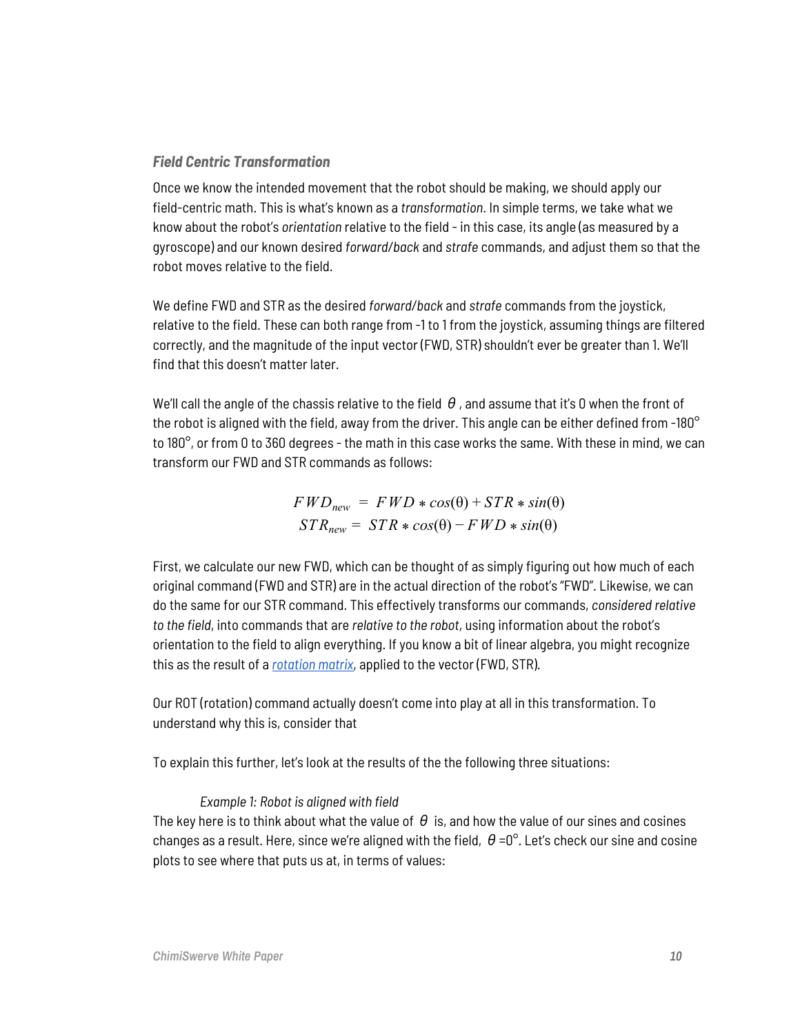### *Field Centric Transformation*

Once we know the intended movement that the robot should be making, we should apply our field-centric math. This is what's known as a *transformation.* In simple terms, we take what we know about the robot's *orientation* relative to the field - in this case, its angle (as measured by a gyroscope) and our known desired *forward/back* and *strafe* commands, and adjust them so that the robot moves relative to the field.

We define FWD and STR as the desired *forward/back* and *strafe* commands from the joystick, relative to the field. These can both range from -1 to 1 from the joystick, assuming things are filtered correctly, and the magnitude of the input vector (FWD, STR) shouldn't ever be greater than 1. We'll find that this doesn't matter later.

We'll call the angle of the chassis relative to the field $\theta$ , and assume that it's 0 when the front of the robot is aligned with the field, away from the driver. This angle can be either defined from -180° to 180°, or from 0 to 360 degrees - the math in this case works the same. With these in mind, we can transform our FWD and STR commands as follows:

$$FWD_{new} = FWD * cos(\theta) + STR * sin(\theta)$$
$$STR_{new} = STR * cos(\theta) - FWD * sin(\theta)$$

First, we calculate our new FWD, which can be thought of as simply figuring out how much of each original command (FWD and STR) are in the actual direction of the robot's "FWD". Likewise, we can do the same for our STR command. This effectively transforms our commands, *considered relative to the field*, into commands that are *relative to the robot*, using information about the robot's orientation to the field to align everything. If you know a bit of linear algebra, you might recognize this as the result of a *rotation matrix*, applied to the vector (FWD, STR).

Our ROT (rotation) command actually doesn't come into play at all in this transformation. To understand why this is, consider that

To explain this further, let's look at the results of the the following three situations:

*Example 1: Robot is aligned with field*

The key here is to think about what the value of $\theta$ is, and how the value of our sines and cosines changes as a result. Here, since we're aligned with the field, $\theta$ =0°. Let's check our sine and cosine plots to see where that puts us at, in terms of values: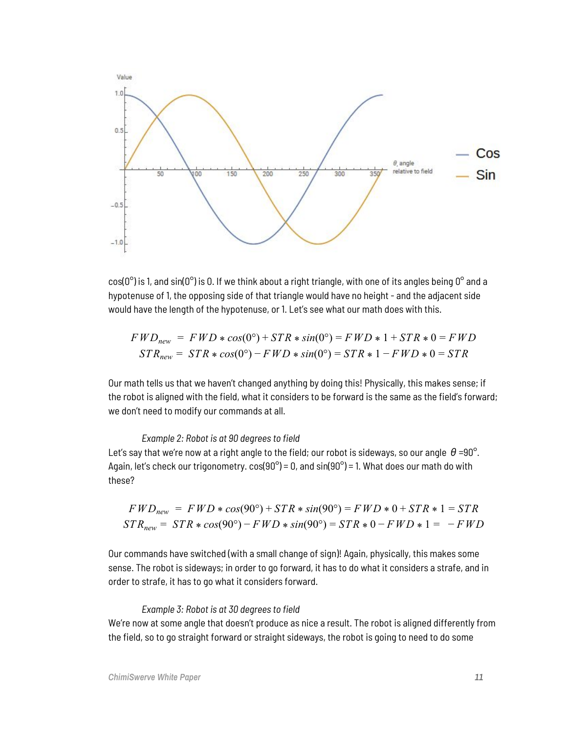cos(0°) is 1, and sin(0°) is 0. If we think about a right triangle, with one of its angles being 0° and a hypotenuse of 1, the opposing side of that triangle would have no height - and the adjacent side would have the length of the hypotenuse, or 1. Let's see what our math does with this.

$$FWD_{new} = FWD * cos(0°) + STR * sin(0°) = FWD * 1 + STR * 0 = FWD$$
$$STR_{new} = STR * cos(0°) - FWD * sin(0°) = STR * 1 - FWD * 0 = STR$$

Our math tells us that we haven't changed anything by doing this! Physically, this makes sense; if the robot is aligned with the field, what it considers to be forward is the same as the field's forward; we don't need to modify our commands at all.

*Example 2: Robot is at 90 degrees to field*

Let's say that we're now at a right angle to the field; our robot is sideways, so our angle $\theta$ =90°. Again, let's check our trigonometry. cos(90°) = 0, and sin(90°) = 1. What does our math do with these?

$$FWD_{new} = FWD * cos(90°) + STR * sin(90°) = FWD * 0 + STR * 1 = STR$$
$$STR_{new} = STR * cos(90°) - FWD * sin(90°) = STR * 0 - FWD * 1 = -FWD$$

Our commands have switched (with a small change of sign)! Again, physically, this makes some sense. The robot is sideways; in order to go forward, it has to do what it considers a strafe, and in order to strafe, it has to go what it considers forward.

*Example 3: Robot is at 30 degrees to field*

We're now at some angle that doesn't produce as nice a result. The robot is aligned differently from the field, so to go straight forward or straight sideways, the robot is going to need to do some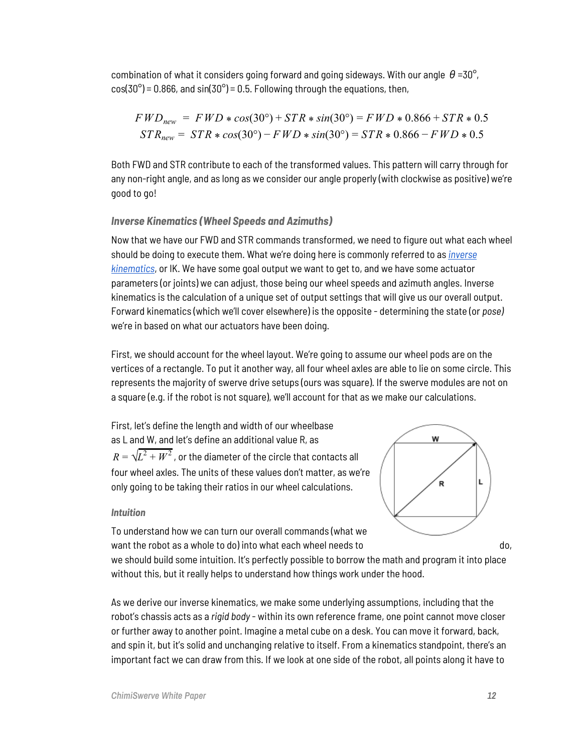combination of what it considers going forward and going sideways. With our angle $\theta$ =30°, cos(30°) = 0.866, and sin(30°) = 0.5. Following through the equations, then,

$$FWD_{new} = FWD * cos(30°) + STR * sin(30°) = FWD * 0.866 + STR * 0.5$$
$$STR_{new} = STR * cos(30°) - FWD * sin(30°) = STR * 0.866 - FWD * 0.5$$

Both FWD and STR contribute to each of the transformed values. This pattern will carry through for any non-right angle, and as long as we consider our angle properly (with clockwise as positive) we're good to go!

### *Inverse Kinematics (Wheel Speeds and Azimuths)*

Now that we have our FWD and STR commands transformed, we need to figure out what each wheel should be doing to execute them. What we're doing here is commonly referred to as [*inverse kinematics*](), or IK. We have some goal output we want to get to, and we have some actuator parameters (or joints) we can adjust, those being our wheel speeds and azimuth angles. Inverse kinematics is the calculation of a unique set of output settings that will give us our overall output. Forward kinematics (which we'll cover elsewhere) is the opposite - determining the state (or *pose)* we're in based on what our actuators have been doing.

First, we should account for the wheel layout. We're going to assume our wheel pods are on the vertices of a rectangle. To put it another way, all four wheel axles are able to lie on some circle. This represents the majority of swerve drive setups (ours was square). If the swerve modules are not on a square (e.g. if the robot is not square), we'll account for that as we make our calculations.

First, let's define the length and width of our wheelbase as L and W, and let's define an additional value R, as $R = \sqrt{L^2 + W^2}$, or the diameter of the circle that contacts all four wheel axles. The units of these values don't matter, as we're only going to be taking their ratios in our wheel calculations.

#### *Intuition*

To understand how we can turn our overall commands (what we want the robot as a whole to do) into what each wheel needs to do, we should build some intuition. It's perfectly possible to borrow the math and program it into place without this, but it really helps to understand how things work under the hood.

As we derive our inverse kinematics, we make some underlying assumptions, including that the robot's chassis acts as a *rigid body* - within its own reference frame, one point cannot move closer or further away to another point. Imagine a metal cube on a desk. You can move it forward, back, and spin it, but it's solid and unchanging relative to itself. From a kinematics standpoint, there's an important fact we can draw from this. If we look at one side of the robot, all points along it have to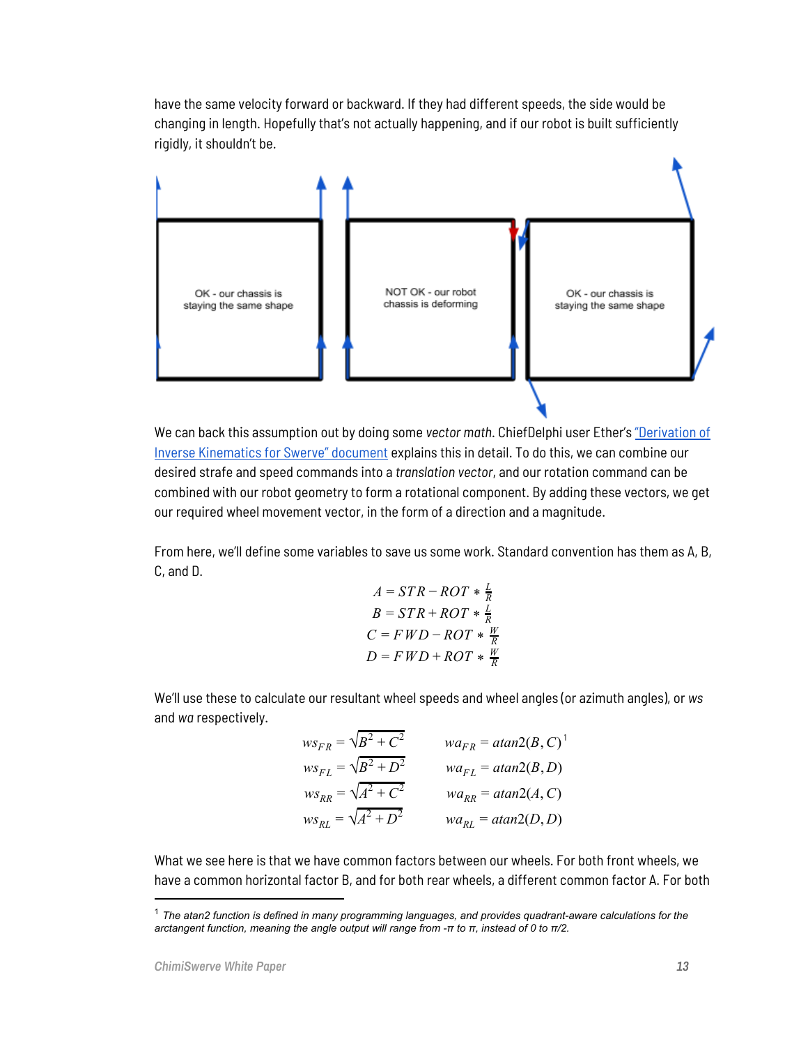have the same velocity forward or backward. If they had different speeds, the side would be changing in length. Hopefully that's not actually happening, and if our robot is built sufficiently rigidly, it shouldn't be.

OK - our chassis is staying the same shape

NOT OK - our robot chassis is deforming

OK - our chassis is staying the same shape

We can back this assumption out by doing some *vector math*. ChiefDelphi user Ether's "Derivation of Inverse Kinematics for Swerve" document explains this in detail. To do this, we can combine our desired strafe and speed commands into a *translation vector*, and our rotation command can be combined with our robot geometry to form a rotational component. By adding these vectors, we get our required wheel movement vector, in the form of a direction and a magnitude.

From here, we'll define some variables to save us some work. Standard convention has them as A, B, C, and D.

$$A = STR - ROT * \tfrac{L}{R}$$
$$B = STR + ROT * \tfrac{L}{R}$$
$$C = FWD - ROT * \tfrac{W}{R}$$
$$D = FWD + ROT * \tfrac{W}{R}$$

We'll use these to calculate our resultant wheel speeds and wheel angles (or azimuth angles), or *ws* and *wa* respectively.

$$ws_{FR} = \sqrt{B^2 + C^2} \qquad wa_{FR} = atan2(B, C)$$[1]
$$ws_{FL} = \sqrt{B^2 + D^2} \qquad wa_{FL} = atan2(B, D)$$
$$ws_{RR} = \sqrt{A^2 + C^2} \qquad wa_{RR} = atan2(A, C)$$
$$ws_{RL} = \sqrt{A^2 + D^2} \qquad wa_{RL} = atan2(D, D)$$

What we see here is that we have common factors between our wheels. For both front wheels, we have a common horizontal factor B, and for both rear wheels, a different common factor A. For both

[1] *The atan2 function is defined in many programming languages, and provides quadrant-aware calculations for the arctangent function, meaning the angle output will range from -π to π, instead of 0 to π/2.*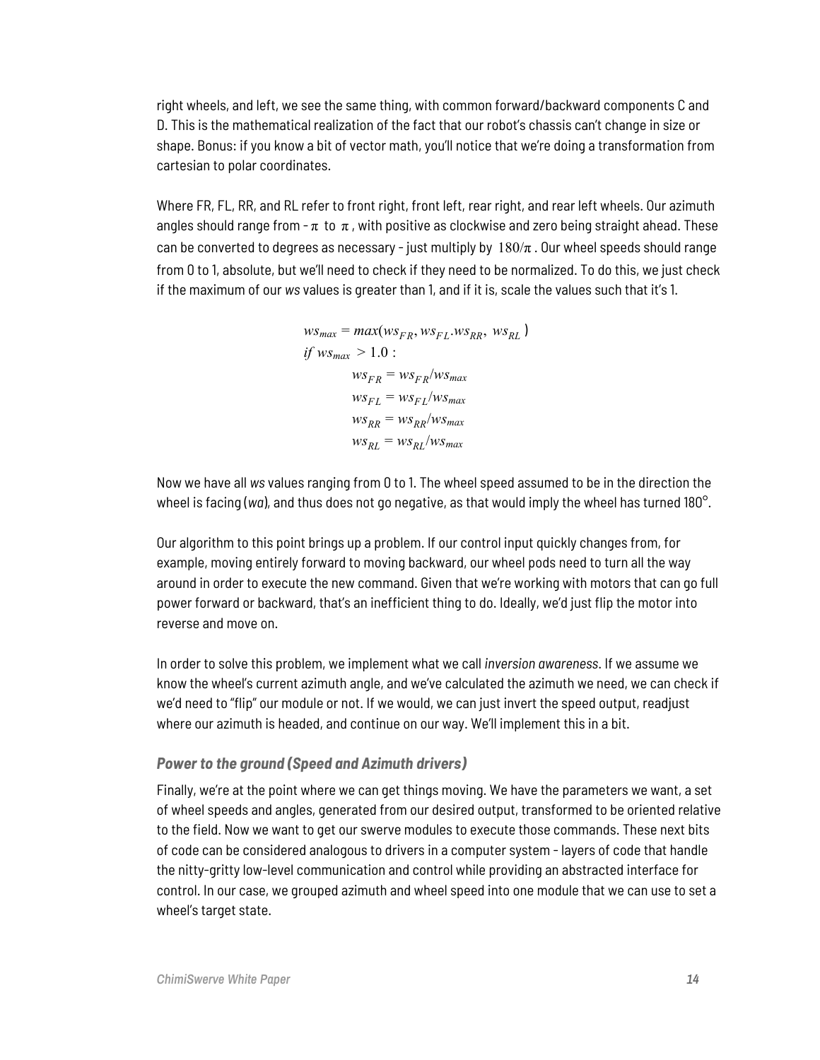right wheels, and left, we see the same thing, with common forward/backward components C and D. This is the mathematical realization of the fact that our robot's chassis can't change in size or shape. Bonus: if you know a bit of vector math, you'll notice that we're doing a transformation from cartesian to polar coordinates.

Where FR, FL, RR, and RL refer to front right, front left, rear right, and rear left wheels. Our azimuth angles should range from $-\pi$ to $\pi$, with positive as clockwise and zero being straight ahead. These can be converted to degrees as necessary - just multiply by $180/\pi$. Our wheel speeds should range from 0 to 1, absolute, but we'll need to check if they need to be normalized. To do this, we just check if the maximum of our *ws* values is greater than 1, and if it is, scale the values such that it's 1.

$$
\begin{aligned}
& ws_{max} = max(ws_{FR}, ws_{FL}.ws_{RR},\ ws_{RL}) \\
& if\ ws_{max} > 1.0 : \\
& \qquad ws_{FR} = ws_{FR}/ws_{max} \\
& \qquad ws_{FL} = ws_{FL}/ws_{max} \\
& \qquad ws_{RR} = ws_{RR}/ws_{max} \\
& \qquad ws_{RL} = ws_{RL}/ws_{max}
\end{aligned}
$$

Now we have all *ws* values ranging from 0 to 1. The wheel speed assumed to be in the direction the wheel is facing (*wa*), and thus does not go negative, as that would imply the wheel has turned 180°.

Our algorithm to this point brings up a problem. If our control input quickly changes from, for example, moving entirely forward to moving backward, our wheel pods need to turn all the way around in order to execute the new command. Given that we're working with motors that can go full power forward or backward, that's an inefficient thing to do. Ideally, we'd just flip the motor into reverse and move on.

In order to solve this problem, we implement what we call *inversion awareness*. If we assume we know the wheel's current azimuth angle, and we've calculated the azimuth we need, we can check if we'd need to "flip" our module or not. If we would, we can just invert the speed output, readjust where our azimuth is headed, and continue on our way. We'll implement this in a bit.

### *Power to the ground (Speed and Azimuth drivers)*

Finally, we're at the point where we can get things moving. We have the parameters we want, a set of wheel speeds and angles, generated from our desired output, transformed to be oriented relative to the field. Now we want to get our swerve modules to execute those commands. These next bits of code can be considered analogous to drivers in a computer system - layers of code that handle the nitty-gritty low-level communication and control while providing an abstracted interface for control. In our case, we grouped azimuth and wheel speed into one module that we can use to set a wheel's target state.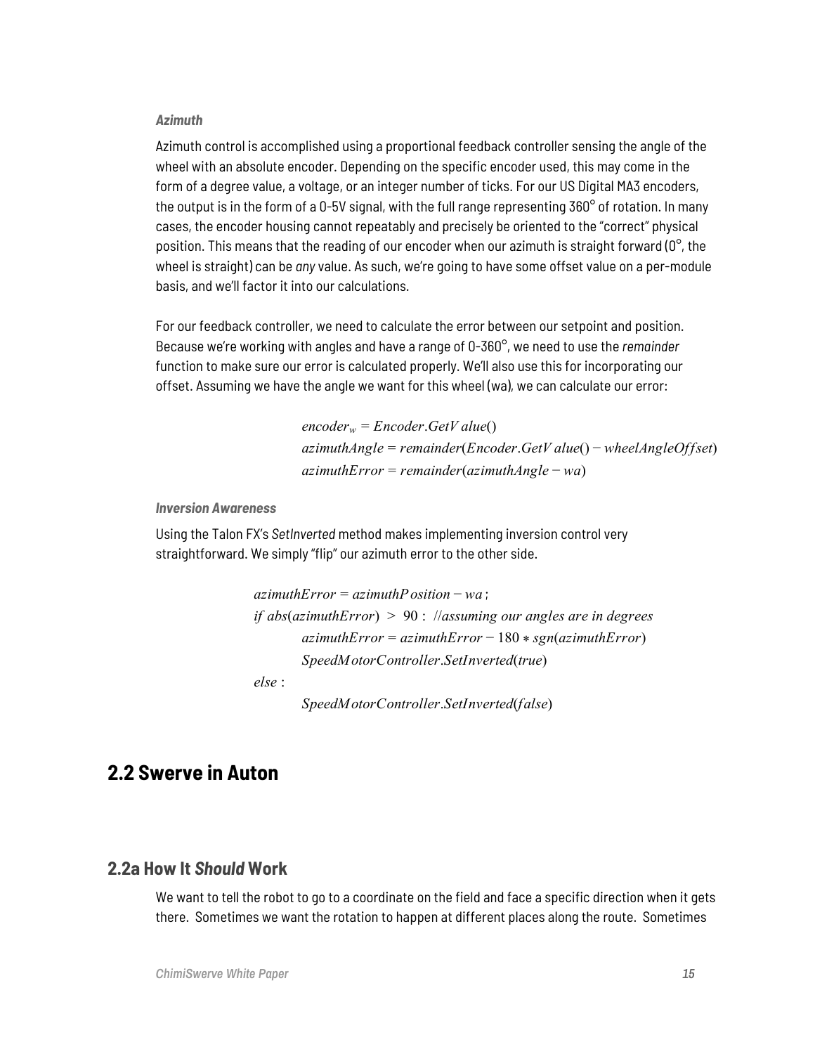#### *Azimuth*

Azimuth control is accomplished using a proportional feedback controller sensing the angle of the wheel with an absolute encoder. Depending on the specific encoder used, this may come in the form of a degree value, a voltage, or an integer number of ticks. For our US Digital MA3 encoders, the output is in the form of a 0-5V signal, with the full range representing 360° of rotation. In many cases, the encoder housing cannot repeatably and precisely be oriented to the "correct" physical position. This means that the reading of our encoder when our azimuth is straight forward (0°, the wheel is straight) can be *any* value. As such, we're going to have some offset value on a per-module basis, and we'll factor it into our calculations.

For our feedback controller, we need to calculate the error between our setpoint and position. Because we're working with angles and have a range of 0-360°, we need to use the *remainder* function to make sure our error is calculated properly. We'll also use this for incorporating our offset. Assuming we have the angle we want for this wheel (wa), we can calculate our error:

$$
\begin{aligned}
&encoder_w = Encoder.GetValue() \\
&azimuthAngle = remainder(Encoder.GetValue() - wheelAngleOffset) \\
&azimuthError = remainder(azimuthAngle - wa)
\end{aligned}
$$

#### *Inversion Awareness*

Using the Talon FX's *SetInverted* method makes implementing inversion control very straightforward. We simply "flip" our azimuth error to the other side.

$$
\begin{aligned}
&azimuthError = azimuthPosition - wa\,; \\
&if\ abs(azimuthError)\ >\ 90:\ \ //assuming\ our\ angles\ are\ in\ degrees \\
&\qquad azimuthError = azimuthError - 180 * sgn(azimuthError) \\
&\qquad SpeedMotorController.SetInverted(true) \\
&else: \\
&\qquad SpeedMotorController.SetInverted(false)
\end{aligned}
$$

## 2.2 Swerve in Auton

### 2.2a How It *Should* Work

We want to tell the robot to go to a coordinate on the field and face a specific direction when it gets there. Sometimes we want the rotation to happen at different places along the route. Sometimes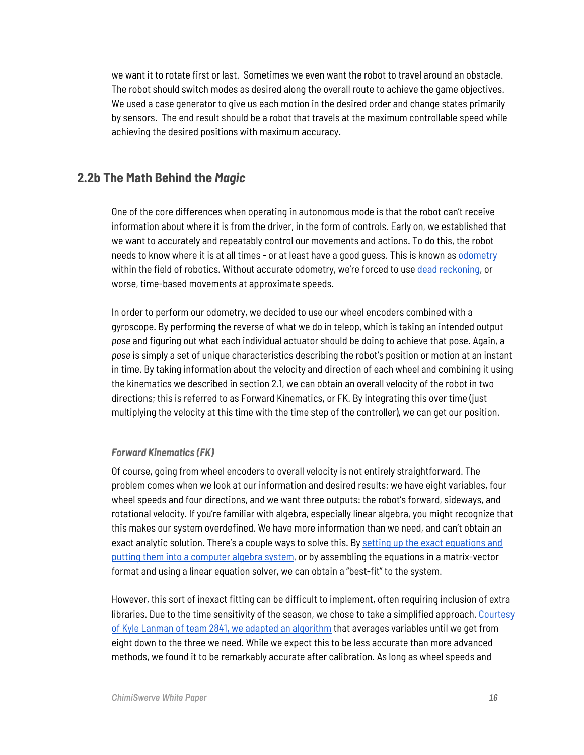we want it to rotate first or last. Sometimes we even want the robot to travel around an obstacle. The robot should switch modes as desired along the overall route to achieve the game objectives. We used a case generator to give us each motion in the desired order and change states primarily by sensors. The end result should be a robot that travels at the maximum controllable speed while achieving the desired positions with maximum accuracy.

## 2.2b The Math Behind the *Magic*

One of the core differences when operating in autonomous mode is that the robot can't receive information about where it is from the driver, in the form of controls. Early on, we established that we want to accurately and repeatably control our movements and actions. To do this, the robot needs to know where it is at all times - or at least have a good guess. This is known as odometry within the field of robotics. Without accurate odometry, we're forced to use dead reckoning, or worse, time-based movements at approximate speeds.

In order to perform our odometry, we decided to use our wheel encoders combined with a gyroscope. By performing the reverse of what we do in teleop, which is taking an intended output *pose* and figuring out what each individual actuator should be doing to achieve that pose. Again, a *pose* is simply a set of unique characteristics describing the robot's position or motion at an instant in time. By taking information about the velocity and direction of each wheel and combining it using the kinematics we described in section 2.1, we can obtain an overall velocity of the robot in two directions; this is referred to as Forward Kinematics, or FK. By integrating this over time (just multiplying the velocity at this time with the time step of the controller), we can get our position.

### *Forward Kinematics (FK)*

Of course, going from wheel encoders to overall velocity is not entirely straightforward. The problem comes when we look at our information and desired results: we have eight variables, four wheel speeds and four directions, and we want three outputs: the robot's forward, sideways, and rotational velocity. If you're familiar with algebra, especially linear algebra, you might recognize that this makes our system overdefined. We have more information than we need, and can't obtain an exact analytic solution. There's a couple ways to solve this. By setting up the exact equations and putting them into a computer algebra system, or by assembling the equations in a matrix-vector format and using a linear equation solver, we can obtain a "best-fit" to the system.

However, this sort of inexact fitting can be difficult to implement, often requiring inclusion of extra libraries. Due to the time sensitivity of the season, we chose to take a simplified approach. Courtesy of Kyle Lanman of team 2841, we adapted an algorithm that averages variables until we get from eight down to the three we need. While we expect this to be less accurate than more advanced methods, we found it to be remarkably accurate after calibration. As long as wheel speeds and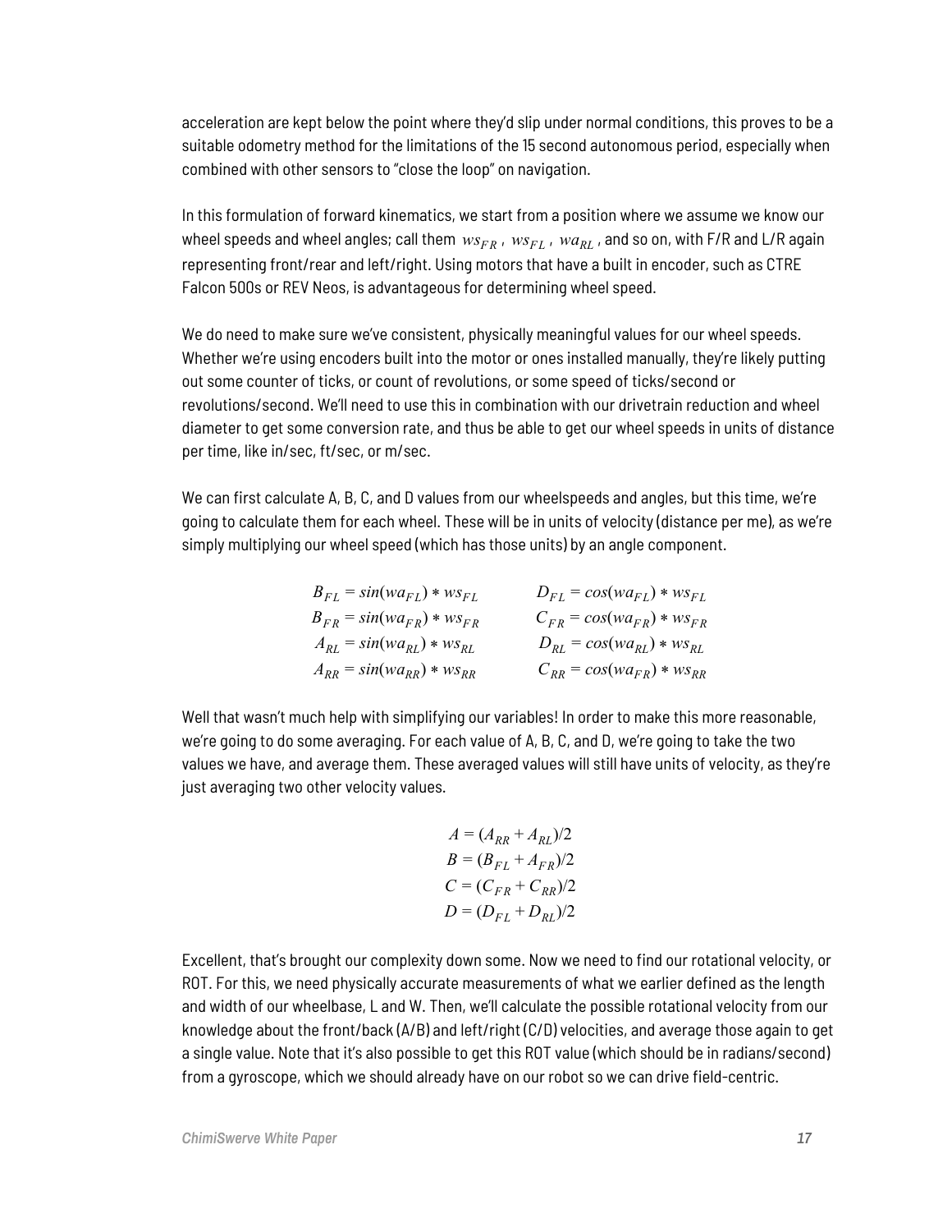acceleration are kept below the point where they'd slip under normal conditions, this proves to be a suitable odometry method for the limitations of the 15 second autonomous period, especially when combined with other sensors to "close the loop" on navigation.

In this formulation of forward kinematics, we start from a position where we assume we know our wheel speeds and wheel angles; call them $ws_{FR}$, $ws_{FL}$, $wa_{RL}$, and so on, with F/R and L/R again representing front/rear and left/right. Using motors that have a built in encoder, such as CTRE Falcon 500s or REV Neos, is advantageous for determining wheel speed.

We do need to make sure we've consistent, physically meaningful values for our wheel speeds. Whether we're using encoders built into the motor or ones installed manually, they're likely putting out some counter of ticks, or count of revolutions, or some speed of ticks/second or revolutions/second. We'll need to use this in combination with our drivetrain reduction and wheel diameter to get some conversion rate, and thus be able to get our wheel speeds in units of distance per time, like in/sec, ft/sec, or m/sec.

We can first calculate A, B, C, and D values from our wheelspeeds and angles, but this time, we're going to calculate them for each wheel. These will be in units of velocity (distance per me), as we're simply multiplying our wheel speed (which has those units) by an angle component.

$$
\begin{aligned}
B_{FL} &= sin(wa_{FL}) * ws_{FL} & \qquad D_{FL} &= cos(wa_{FL}) * ws_{FL} \\
B_{FR} &= sin(wa_{FR}) * ws_{FR} & \qquad C_{FR} &= cos(wa_{FR}) * ws_{FR} \\
A_{RL} &= sin(wa_{RL}) * ws_{RL} & \qquad D_{RL} &= cos(wa_{RL}) * ws_{RL} \\
A_{RR} &= sin(wa_{RR}) * ws_{RR} & \qquad C_{RR} &= cos(wa_{FR}) * ws_{RR}
\end{aligned}
$$

Well that wasn't much help with simplifying our variables! In order to make this more reasonable, we're going to do some averaging. For each value of A, B, C, and D, we're going to take the two values we have, and average them. These averaged values will still have units of velocity, as they're just averaging two other velocity values.

$$
\begin{aligned}
A &= (A_{RR} + A_{RL})/2 \\
B &= (B_{FL} + A_{FR})/2 \\
C &= (C_{FR} + C_{RR})/2 \\
D &= (D_{FL} + D_{RL})/2
\end{aligned}
$$

Excellent, that's brought our complexity down some. Now we need to find our rotational velocity, or ROT. For this, we need physically accurate measurements of what we earlier defined as the length and width of our wheelbase, L and W. Then, we'll calculate the possible rotational velocity from our knowledge about the front/back (A/B) and left/right (C/D) velocities, and average those again to get a single value. Note that it's also possible to get this ROT value (which should be in radians/second) from a gyroscope, which we should already have on our robot so we can drive field-centric.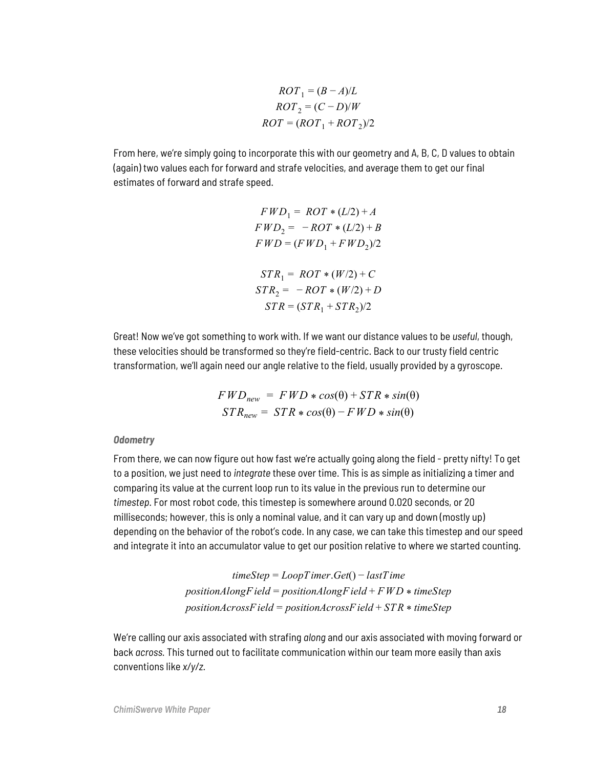$$ROT_1 = (B - A)/L$$
$$ROT_2 = (C - D)/W$$
$$ROT = (ROT_1 + ROT_2)/2$$

From here, we're simply going to incorporate this with our geometry and A, B, C, D values to obtain (again) two values each for forward and strafe velocities, and average them to get our final estimates of forward and strafe speed.

$$FWD_1 = ROT * (L/2) + A$$
$$FWD_2 = -ROT * (L/2) + B$$
$$FWD = (FWD_1 + FWD_2)/2$$

$$STR_1 = ROT * (W/2) + C$$
$$STR_2 = -ROT * (W/2) + D$$
$$STR = (STR_1 + STR_2)/2$$

Great! Now we've got something to work with. If we want our distance values to be *useful*, though, these velocities should be transformed so they're field-centric. Back to our trusty field centric transformation, we'll again need our angle relative to the field, usually provided by a gyroscope.

$$FWD_{new} = FWD * cos(\theta) + STR * sin(\theta)$$
$$STR_{new} = STR * cos(\theta) - FWD * sin(\theta)$$

***Odometry***

From there, we can now figure out how fast we're actually going along the field - pretty nifty! To get to a position, we just need to *integrate* these over time. This is as simple as initializing a timer and comparing its value at the current loop run to its value in the previous run to determine our *timestep*. For most robot code, this timestep is somewhere around 0.020 seconds, or 20 milliseconds; however, this is only a nominal value, and it can vary up and down (mostly up) depending on the behavior of the robot's code. In any case, we can take this timestep and our speed and integrate it into an accumulator value to get our position relative to where we started counting.

$$timeStep = LoopTimer.Get() - lastTime$$
$$positionAlongField = positionAlongField + FWD * timeStep$$
$$positionAcrossField = positionAcrossField + STR * timeStep$$

We're calling our axis associated with strafing *along* and our axis associated with moving forward or back *across*. This turned out to facilitate communication within our team more easily than axis conventions like *x/y/z*.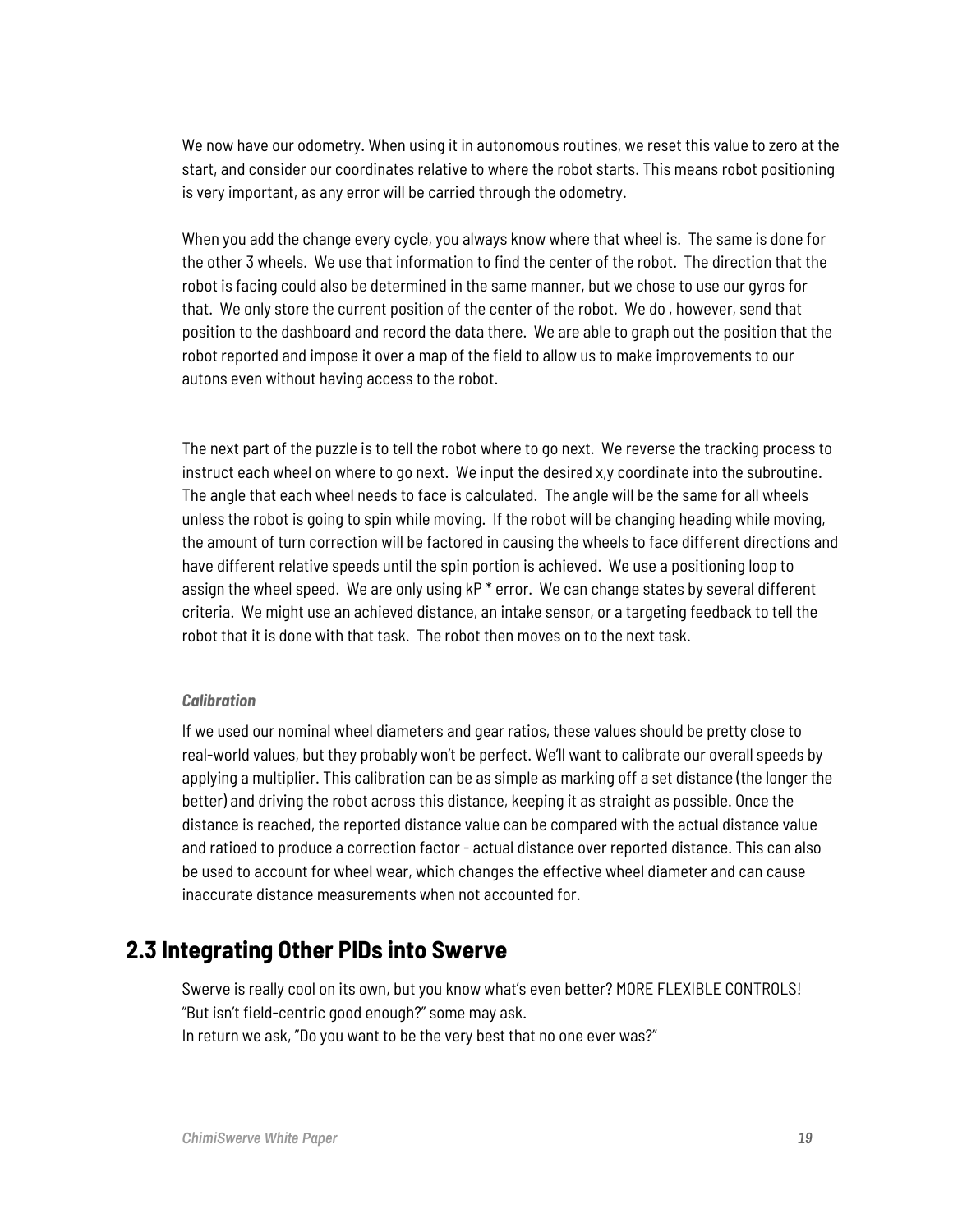We now have our odometry. When using it in autonomous routines, we reset this value to zero at the start, and consider our coordinates relative to where the robot starts. This means robot positioning is very important, as any error will be carried through the odometry.

When you add the change every cycle, you always know where that wheel is. The same is done for the other 3 wheels. We use that information to find the center of the robot. The direction that the robot is facing could also be determined in the same manner, but we chose to use our gyros for that. We only store the current position of the center of the robot. We do , however, send that position to the dashboard and record the data there. We are able to graph out the position that the robot reported and impose it over a map of the field to allow us to make improvements to our autons even without having access to the robot.

The next part of the puzzle is to tell the robot where to go next. We reverse the tracking process to instruct each wheel on where to go next. We input the desired x,y coordinate into the subroutine. The angle that each wheel needs to face is calculated. The angle will be the same for all wheels unless the robot is going to spin while moving. If the robot will be changing heading while moving, the amount of turn correction will be factored in causing the wheels to face different directions and have different relative speeds until the spin portion is achieved. We use a positioning loop to assign the wheel speed. We are only using kP * error. We can change states by several different criteria. We might use an achieved distance, an intake sensor, or a targeting feedback to tell the robot that it is done with that task. The robot then moves on to the next task.

***Calibration***

If we used our nominal wheel diameters and gear ratios, these values should be pretty close to real-world values, but they probably won't be perfect. We'll want to calibrate our overall speeds by applying a multiplier. This calibration can be as simple as marking off a set distance (the longer the better) and driving the robot across this distance, keeping it as straight as possible. Once the distance is reached, the reported distance value can be compared with the actual distance value and ratioed to produce a correction factor - actual distance over reported distance. This can also be used to account for wheel wear, which changes the effective wheel diameter and can cause inaccurate distance measurements when not accounted for.

## 2.3 Integrating Other PIDs into Swerve

Swerve is really cool on its own, but you know what's even better? MORE FLEXIBLE CONTROLS!
"But isn't field-centric good enough?" some may ask.
In return we ask, "Do you want to be the very best that no one ever was?"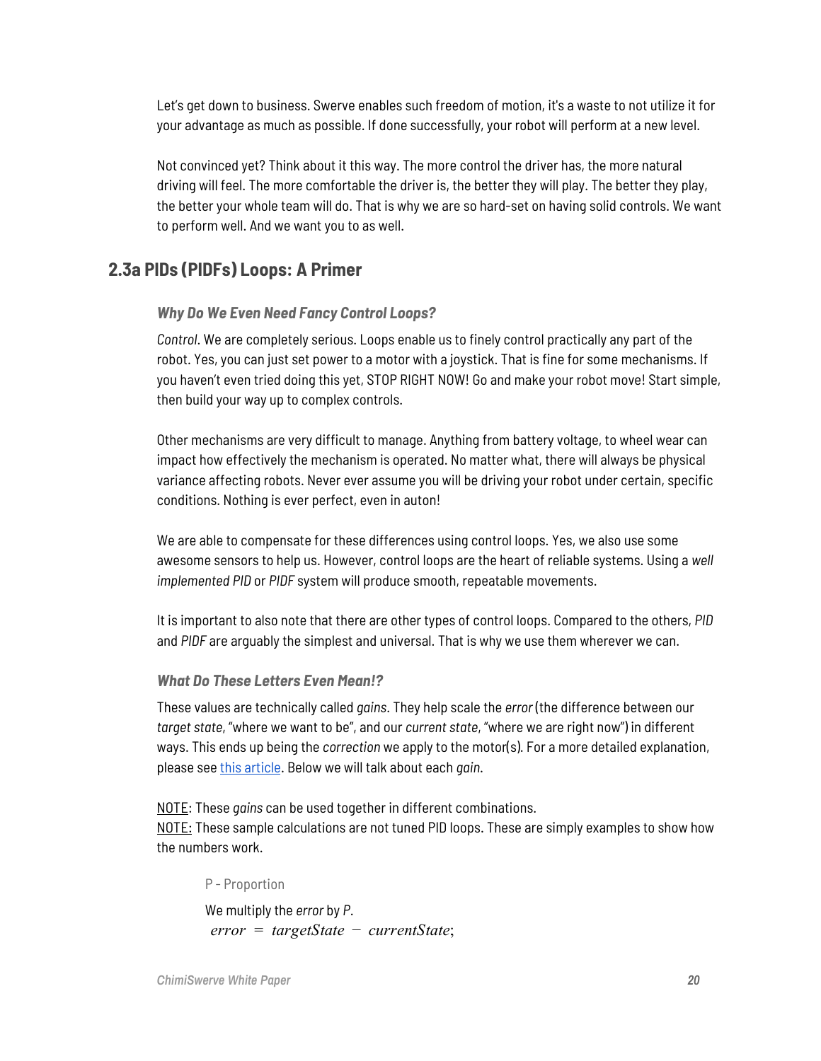Let's get down to business. Swerve enables such freedom of motion, it's a waste to not utilize it for your advantage as much as possible. If done successfully, your robot will perform at a new level.

Not convinced yet? Think about it this way. The more control the driver has, the more natural driving will feel. The more comfortable the driver is, the better they will play. The better they play, the better your whole team will do. That is why we are so hard-set on having solid controls. We want to perform well. And we want you to as well.

## 2.3a PIDs (PIDFs) Loops: A Primer

### *Why Do We Even Need Fancy Control Loops?*

*Control.* We are completely serious. Loops enable us to finely control practically any part of the robot. Yes, you can just set power to a motor with a joystick. That is fine for some mechanisms. If you haven't even tried doing this yet, STOP RIGHT NOW! Go and make your robot move! Start simple, then build your way up to complex controls.

Other mechanisms are very difficult to manage. Anything from battery voltage, to wheel wear can impact how effectively the mechanism is operated. No matter what, there will always be physical variance affecting robots. Never ever assume you will be driving your robot under certain, specific conditions. Nothing is ever perfect, even in auton!

We are able to compensate for these differences using control loops. Yes, we also use some awesome sensors to help us. However, control loops are the heart of reliable systems. Using a *well implemented PID* or *PIDF* system will produce smooth, repeatable movements.

It is important to also note that there are other types of control loops. Compared to the others, *PID* and *PIDF* are arguably the simplest and universal. That is why we use them wherever we can.

### *What Do These Letters Even Mean!?*

These values are technically called *gains*. They help scale the *error* (the difference between our *target state*, "where we want to be", and our *current state*, "where we are right now") in different ways. This ends up being the *correction* we apply to the motor(s). For a more detailed explanation, please see [this article](). Below we will talk about each *gain*.

<u>NOTE</u>: These *gains* can be used together in different combinations.
<u>NOTE:</u> These sample calculations are not tuned PID loops. These are simply examples to show how the numbers work.

P - Proportion

We multiply the *error* by *P*.

$$error = targetState - currentState;$$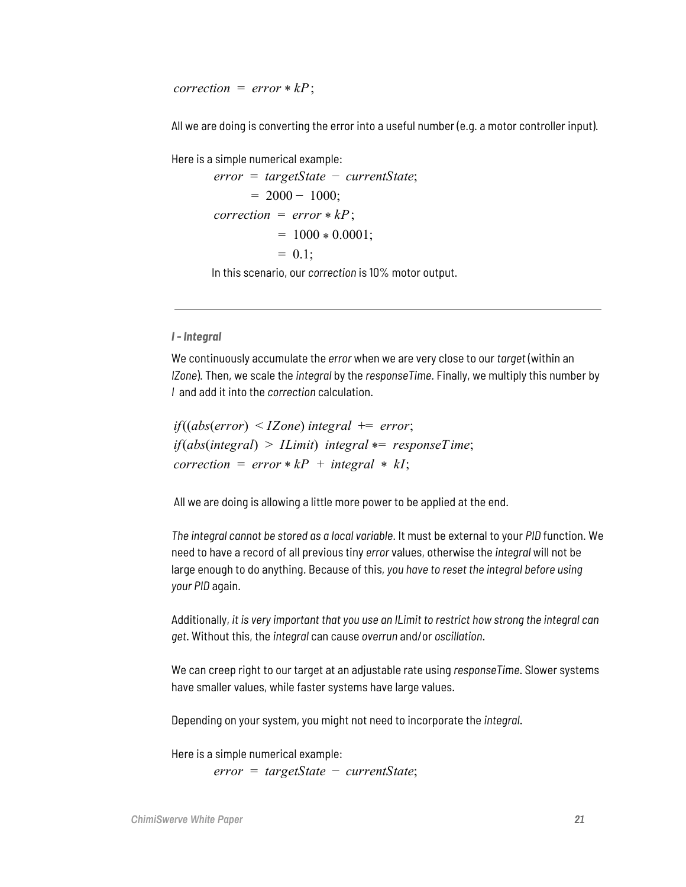$$correction\ =\ error * kP;$$

All we are doing is converting the error into a useful number (e.g. a motor controller input).

Here is a simple numerical example:

$$
\begin{aligned}
error\ &=\ targetState\ -\ currentState; \\
&=\ 2000 -\ 1000; \\
correction\ &=\ error * kP; \\
&=\ 1000 * 0.0001; \\
&=\ 0.1;
\end{aligned}
$$

In this scenario, our *correction* is 10% motor output.

---

***I - Integral***

We continuously accumulate the *error* when we are very close to our *target* (within an *IZone*). Then, we scale the *integral* by the *responseTime*. Finally, we multiply this number by *I* and add it into the *correction* calculation.

$$
\begin{aligned}
&if((abs(error)\ < IZone)\ integral\ \mathrel{+}=\ error; \\
&if(abs(integral)\ >\ ILimit)\ \ integral \mathrel{*}=\ responseTime; \\
&correction\ =\ error * kP\ +\ integral\ *\ kI;
\end{aligned}
$$

All we are doing is allowing a little more power to be applied at the end.

*The integral cannot be stored as a local variable*. It must be external to your *PID* function. We need to have a record of all previous tiny *error* values, otherwise the *integral* will not be large enough to do anything. Because of this, *you have to reset the integral before using your PID* again.

Additionally, *it is very important that you use an ILimit to restrict how strong the integral can get*. Without this, the *integral* can cause *overrun* and/or *oscillation*.

We can creep right to our target at an adjustable rate using *responseTime*. Slower systems have smaller values, while faster systems have large values.

Depending on your system, you might not need to incorporate the *integral*.

Here is a simple numerical example:

$$error\ =\ targetState\ -\ currentState;$$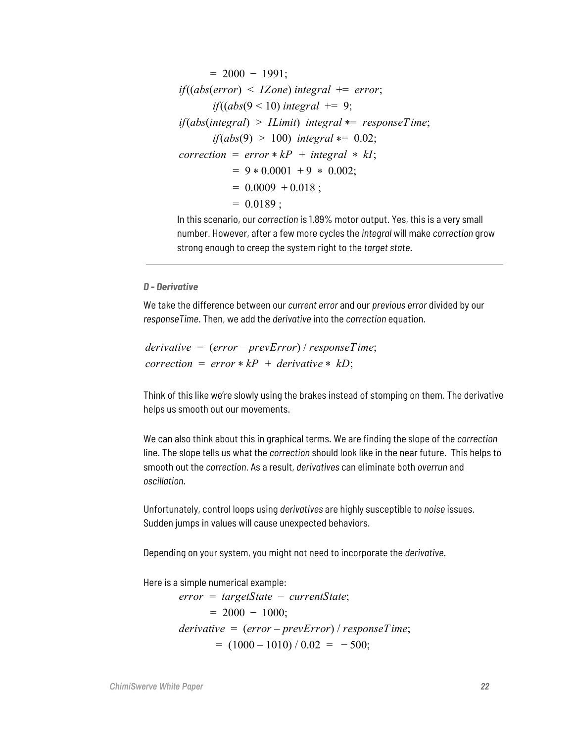$$= 2000 - 1991;$$

$$if((abs(error) < IZone)\ integral\ += error;$$

$$if((abs(9 < 10)\ integral\ += 9;$$

$$if(abs(integral) > ILimit)\ integral *= responseTime;$$

$$if(abs(9) > 100)\ integral *= 0.02;$$

$$correction = error * kP + integral * kI;$$

$$= 9 * 0.0001 + 9 * 0.002;$$

$$= 0.0009 + 0.018;$$

$$= 0.0189;$$

In this scenario, our *correction* is 1.89% motor output. Yes, this is a very small number. However, after a few more cycles the *integral* will make *correction* grow strong enough to creep the system right to the *target state*.

---

#### *D - Derivative*

We take the difference between our *current error* and our *previous error* divided by our *responseTime*. Then, we add the *derivative* into the *correction* equation.

$$derivative = (error - prevError) / responseTime;$$

$$correction = error * kP + derivative * kD;$$

Think of this like we're slowly using the brakes instead of stomping on them. The derivative helps us smooth out our movements.

We can also think about this in graphical terms. We are finding the slope of the *correction* line. The slope tells us what the *correction* should look like in the near future. This helps to smooth out the *correction*. As a result, *derivatives* can eliminate both *overrun* and *oscillation*.

Unfortunately, control loops using *derivatives* are highly susceptible to *noise* issues. Sudden jumps in values will cause unexpected behaviors.

Depending on your system, you might not need to incorporate the *derivative*.

Here is a simple numerical example:

$$error = targetState - currentState;$$

$$= 2000 - 1000;$$

$$derivative = (error - prevError) / responseTime;$$

$$= (1000 - 1010) / 0.02 = -500;$$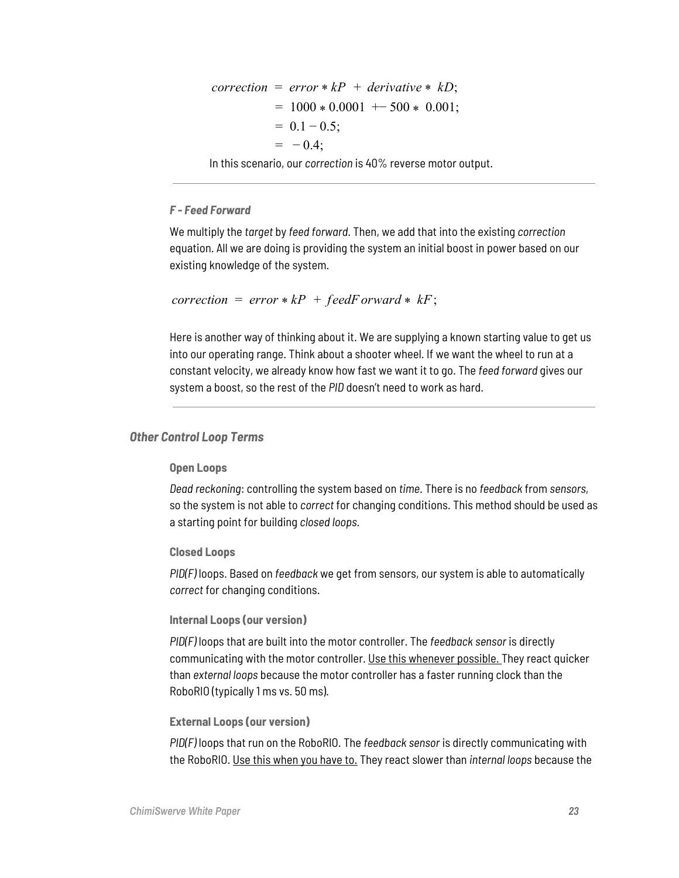$$
\begin{aligned}
correction &= error * kP + derivative * kD; \\
&= 1000 * 0.0001 +\!- 500 * 0.001; \\
&= 0.1 - 0.5; \\
&= -0.4;
\end{aligned}
$$

In this scenario, our *correction* is 40% reverse motor output.

---

#### *F - Feed Forward*

We multiply the *target* by *feed forward*. Then, we add that into the existing *correction* equation. All we are doing is providing the system an initial boost in power based on our existing knowledge of the system.

$$correction = error * kP + feedForward * kF;$$

Here is another way of thinking about it. We are supplying a known starting value to get us into our operating range. Think about a shooter wheel. If we want the wheel to run at a constant velocity, we already know how fast we want it to go. The *feed forward* gives our system a boost, so the rest of the *PID* doesn't need to work as hard.

---

### *Other Control Loop Terms*

#### Open Loops

*Dead reckoning*: controlling the system based on *time*. There is no *feedback* from *sensors*, so the system is not able to *correct* for changing conditions. This method should be used as a starting point for building *closed loops*.

#### Closed Loops

*PID(F)* loops. Based on *feedback* we get from sensors, our system is able to automatically *correct* for changing conditions.

#### Internal Loops (our version)

*PID(F)* loops that are built into the motor controller. The *feedback sensor* is directly communicating with the motor controller. <u>Use this whenever possible.</u> They react quicker than *external loops* because the motor controller has a faster running clock than the RoboRIO (typically 1 ms vs. 50 ms).

#### External Loops (our version)

*PID(F)* loops that run on the RoboRIO. The *feedback sensor* is directly communicating with the RoboRIO. <u>Use this when you have to.</u> They react slower than *internal loops* because the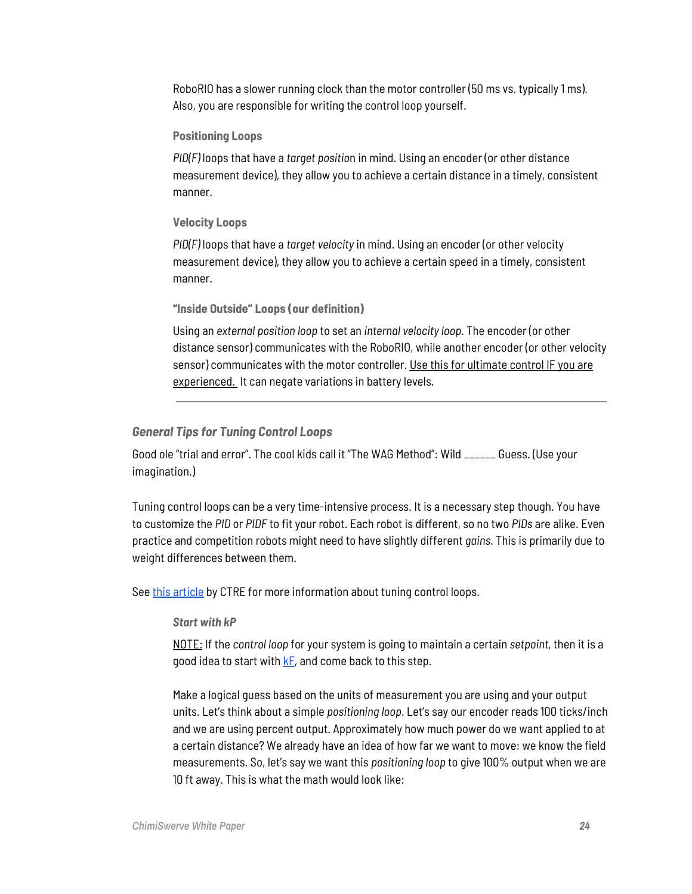RoboRIO has a slower running clock than the motor controller (50 ms vs. typically 1 ms). Also, you are responsible for writing the control loop yourself.

#### Positioning Loops

*PID(F)* loops that have a *target position* in mind. Using an encoder (or other distance measurement device), they allow you to achieve a certain distance in a timely, consistent manner.

#### Velocity Loops

*PID(F)* loops that have a *target velocity* in mind. Using an encoder (or other velocity measurement device), they allow you to achieve a certain speed in a timely, consistent manner.

#### "Inside Outside" Loops (our definition)

Using an *external position loop* to set an *internal velocity loop*. The encoder (or other distance sensor) communicates with the RoboRIO, while another encoder (or other velocity sensor) communicates with the motor controller. Use this for ultimate control IF you are experienced. It can negate variations in battery levels.

---

### *General Tips for Tuning Control Loops*

Good ole "trial and error". The cool kids call it "The WAG Method": Wild ______ Guess. (Use your imagination.)

Tuning control loops can be a very time-intensive process. It is a necessary step though. You have to customize the *PID* or *PIDF* to fit your robot. Each robot is different, so no two *PIDs* are alike. Even practice and competition robots might need to have slightly different *gains*. This is primarily due to weight differences between them.

See [this article] by CTRE for more information about tuning control loops.

#### *Start with kP*

NOTE: If the *control loop* for your system is going to maintain a certain *setpoint*, then it is a good idea to start with [kF], and come back to this step.

Make a logical guess based on the units of measurement you are using and your output units. Let's think about a simple *positioning loop*. Let's say our encoder reads 100 ticks/inch and we are using percent output. Approximately how much power do we want applied to at a certain distance? We already have an idea of how far we want to move: we know the field measurements. So, let's say we want this *positioning loop* to give 100% output when we are 10 ft away. This is what the math would look like: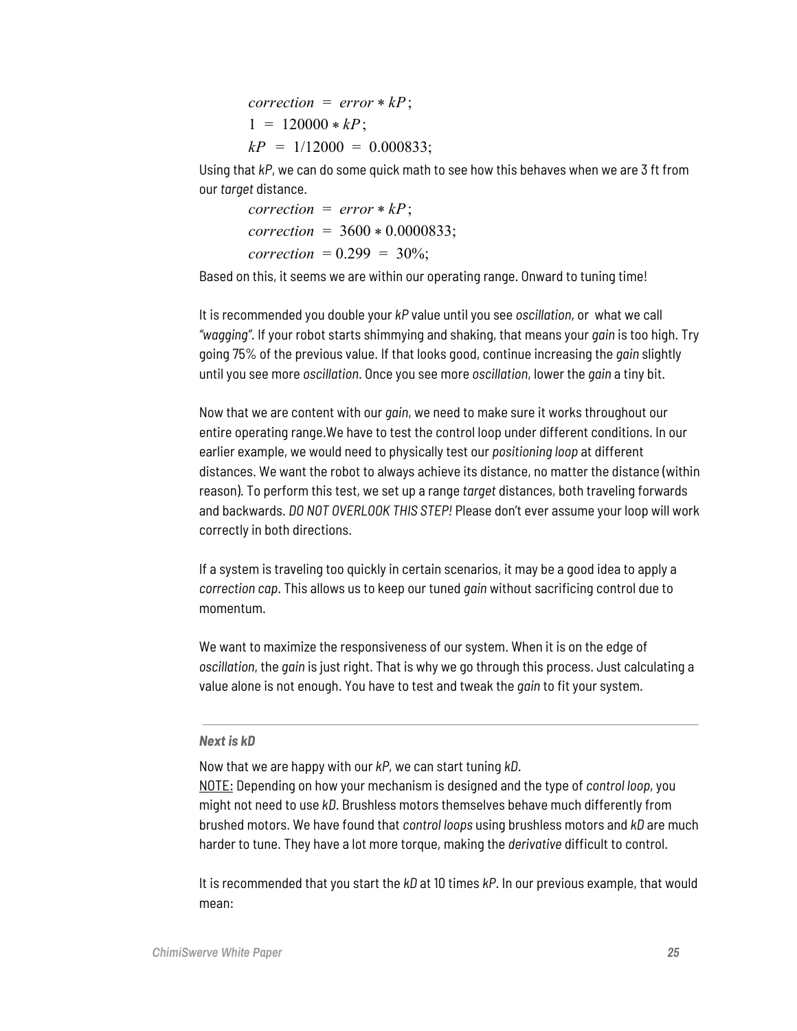$$correction = error * kP;$$
$$1 = 120000 * kP;$$
$$kP = 1/12000 = 0.000833;$$

Using that *kP*, we can do some quick math to see how this behaves when we are 3 ft from our *target* distance.

$$correction = error * kP;$$
$$correction = 3600 * 0.0000833;$$
$$correction = 0.299 = 30\%;$$

Based on this, it seems we are within our operating range. Onward to tuning time!

It is recommended you double your *kP* value until you see *oscillation*, or what we call *"wagging"*. If your robot starts shimmying and shaking, that means your *gain* is too high. Try going 75% of the previous value. If that looks good, continue increasing the *gain* slightly until you see more *oscillation*. Once you see more *oscillation*, lower the *gain* a tiny bit.

Now that we are content with our *gain*, we need to make sure it works throughout our entire operating range.We have to test the control loop under different conditions. In our earlier example, we would need to physically test our *positioning loop* at different distances. We want the robot to always achieve its distance, no matter the distance (within reason). To perform this test, we set up a range *target* distances, both traveling forwards and backwards. *DO NOT OVERLOOK THIS STEP!* Please don't ever assume your loop will work correctly in both directions.

If a system is traveling too quickly in certain scenarios, it may be a good idea to apply a *correction cap*. This allows us to keep our tuned *gain* without sacrificing control due to momentum.

We want to maximize the responsiveness of our system. When it is on the edge of *oscillation*, the *gain* is just right. That is why we go through this process. Just calculating a value alone is not enough. You have to test and tweak the *gain* to fit your system.

---

***Next is kD***

Now that we are happy with our *kP*, we can start tuning *kD*.
NOTE: Depending on how your mechanism is designed and the type of *control loop*, you might not need to use *kD*. Brushless motors themselves behave much differently from brushed motors. We have found that *control loops* using brushless motors and *kD* are much harder to tune. They have a lot more torque, making the *derivative* difficult to control.

It is recommended that you start the *kD* at 10 times *kP*. In our previous example, that would mean: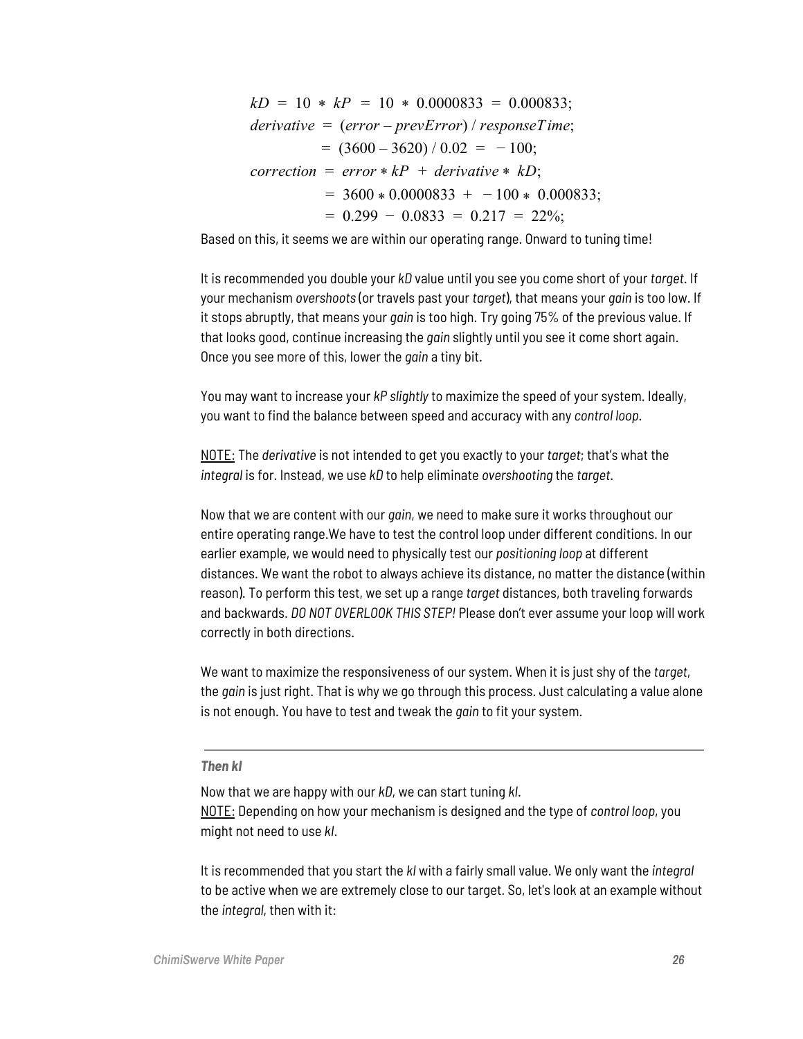$$kD = 10 * kP = 10 * 0.0000833 = 0.000833;$$
$$derivative = (error - prevError) / responseTime;$$
$$= (3600 - 3620) / 0.02 = -100;$$
$$correction = error * kP + derivative * kD;$$
$$= 3600 * 0.0000833 + -100 * 0.000833;$$
$$= 0.299 - 0.0833 = 0.217 = 22\%;$$

Based on this, it seems we are within our operating range. Onward to tuning time!

It is recommended you double your *kD* value until you see you come short of your *target*. If your mechanism *overshoots* (or travels past your *target*), that means your *gain* is too low. If it stops abruptly, that means your *gain* is too high. Try going 75% of the previous value. If that looks good, continue increasing the *gain* slightly until you see it come short again. Once you see more of this, lower the *gain* a tiny bit.

You may want to increase your *kP slightly* to maximize the speed of your system. Ideally, you want to find the balance between speed and accuracy with any *control loop*.

NOTE: The *derivative* is not intended to get you exactly to your *target*; that's what the *integral* is for. Instead, we use *kD* to help eliminate *overshooting* the *target*.

Now that we are content with our *gain*, we need to make sure it works throughout our entire operating range.We have to test the control loop under different conditions. In our earlier example, we would need to physically test our *positioning loop* at different distances. We want the robot to always achieve its distance, no matter the distance (within reason). To perform this test, we set up a range *target* distances, both traveling forwards and backwards. *DO NOT OVERLOOK THIS STEP!* Please don't ever assume your loop will work correctly in both directions.

We want to maximize the responsiveness of our system. When it is just shy of the *target*, the *gain* is just right. That is why we go through this process. Just calculating a value alone is not enough. You have to test and tweak the *gain* to fit your system.

---

***Then kI***

Now that we are happy with our *kD*, we can start tuning *kI*.
NOTE: Depending on how your mechanism is designed and the type of *control loop*, you might not need to use *kI*.

It is recommended that you start the *kI* with a fairly small value. We only want the *integral* to be active when we are extremely close to our target. So, let's look at an example without the *integral*, then with it: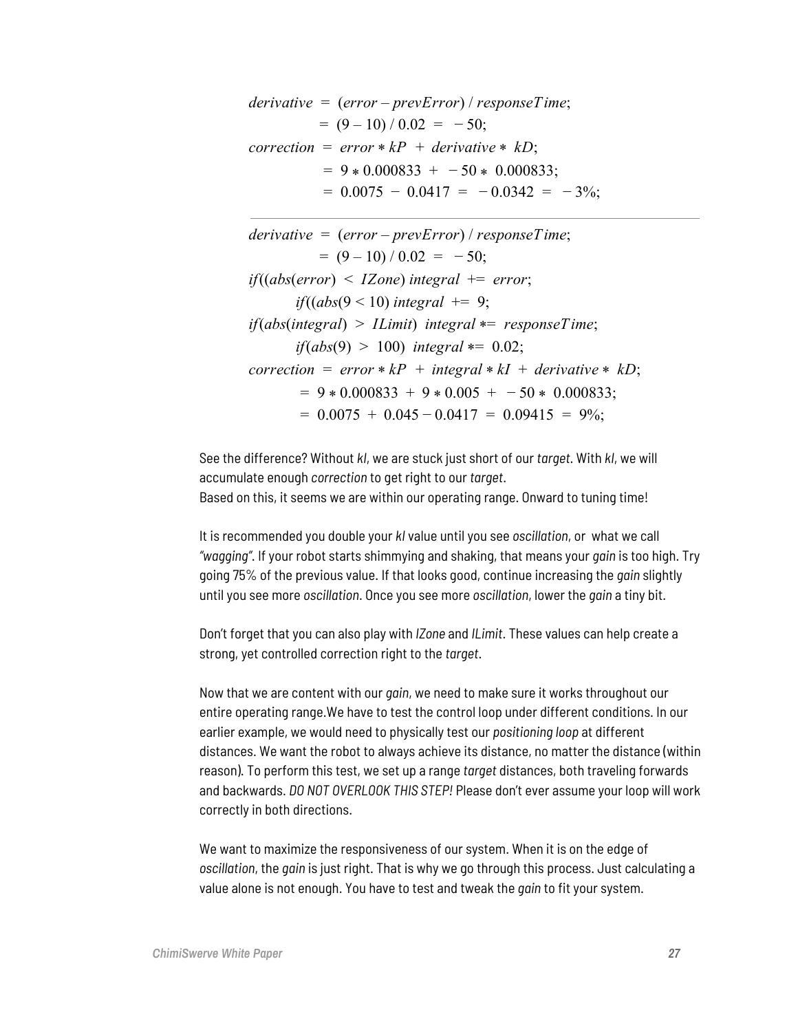$$
\begin{aligned}
derivative &= (error - prevError) / responseTime; \\
&= (9 - 10) / 0.02 = -50; \\
correction &= error * kP + derivative * kD; \\
&= 9 * 0.000833 + -50 * 0.000833; \\
&= 0.0075 - 0.0417 = -0.0342 = -3\%;
\end{aligned}
$$

---

$$
\begin{aligned}
derivative &= (error - prevError) / responseTime; \\
&= (9 - 10) / 0.02 = -50; \\
&if((abs(error) < IZone)\ integral \mathrel{+}= error; \\
&\quad if((abs(9 < 10)\ integral \mathrel{+}= 9; \\
&if(abs(integral) > ILimit)\ integral \mathrel{*}= responseTime; \\
&\quad if(abs(9) > 100)\ integral \mathrel{*}= 0.02; \\
correction &= error * kP + integral * kI + derivative * kD; \\
&= 9 * 0.000833 + 9 * 0.005 + -50 * 0.000833; \\
&= 0.0075 + 0.045 - 0.0417 = 0.09415 = 9\%;
\end{aligned}
$$

See the difference? Without *kI*, we are stuck just short of our *target*. With *kI*, we will accumulate enough *correction* to get right to our *target*.
Based on this, it seems we are within our operating range. Onward to tuning time!

It is recommended you double your *kI* value until you see *oscillation*, or what we call *"wagging"*. If your robot starts shimmying and shaking, that means your *gain* is too high. Try going 75% of the previous value. If that looks good, continue increasing the *gain* slightly until you see more *oscillation*. Once you see more *oscillation*, lower the *gain* a tiny bit.

Don't forget that you can also play with *IZone* and *ILimit*. These values can help create a strong, yet controlled correction right to the *target*.

Now that we are content with our *gain*, we need to make sure it works throughout our entire operating range.We have to test the control loop under different conditions. In our earlier example, we would need to physically test our *positioning loop* at different distances. We want the robot to always achieve its distance, no matter the distance (within reason). To perform this test, we set up a range *target* distances, both traveling forwards and backwards. *DO NOT OVERLOOK THIS STEP!* Please don't ever assume your loop will work correctly in both directions.

We want to maximize the responsiveness of our system. When it is on the edge of *oscillation*, the *gain* is just right. That is why we go through this process. Just calculating a value alone is not enough. You have to test and tweak the *gain* to fit your system.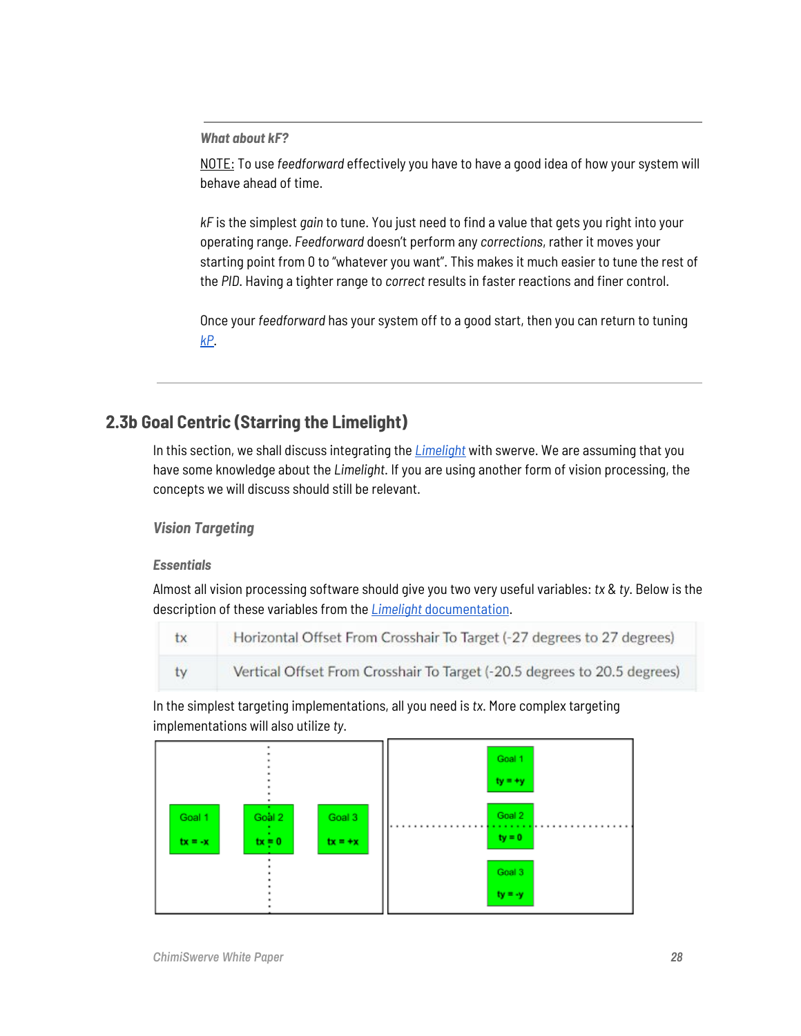---

***What about kF?***

NOTE: To use *feedforward* effectively you have to have a good idea of how your system will behave ahead of time.

*kF* is the simplest *gain* to tune. You just need to find a value that gets you right into your operating range. *Feedforward* doesn't perform any *corrections*, rather it moves your starting point from 0 to "whatever you want". This makes it much easier to tune the rest of the *PID*. Having a tighter range to *correct* results in faster reactions and finer control.

Once your *feedforward* has your system off to a good start, then you can return to tuning *kP*.

---

## 2.3b Goal Centric (Starring the Limelight)

In this section, we shall discuss integrating the *Limelight* with swerve. We are assuming that you have some knowledge about the *Limelight*. If you are using another form of vision processing, the concepts we will discuss should still be relevant.

### *Vision Targeting*

#### *Essentials*

Almost all vision processing software should give you two very useful variables: *tx* & *ty*. Below is the description of these variables from the *Limelight* documentation.

| | |
|---|---|
| tx | Horizontal Offset From Crosshair To Target (-27 degrees to 27 degrees) |
| ty | Vertical Offset From Crosshair To Target (-20.5 degrees to 20.5 degrees) |

In the simplest targeting implementations, all you need is *tx*. More complex targeting implementations will also utilize *ty*.

Goal 1 tx = -x | Goal 2 tx = 0 | Goal 3 tx = +x

Goal 1 ty = +y | Goal 2 ty = 0 | Goal 3 ty = -y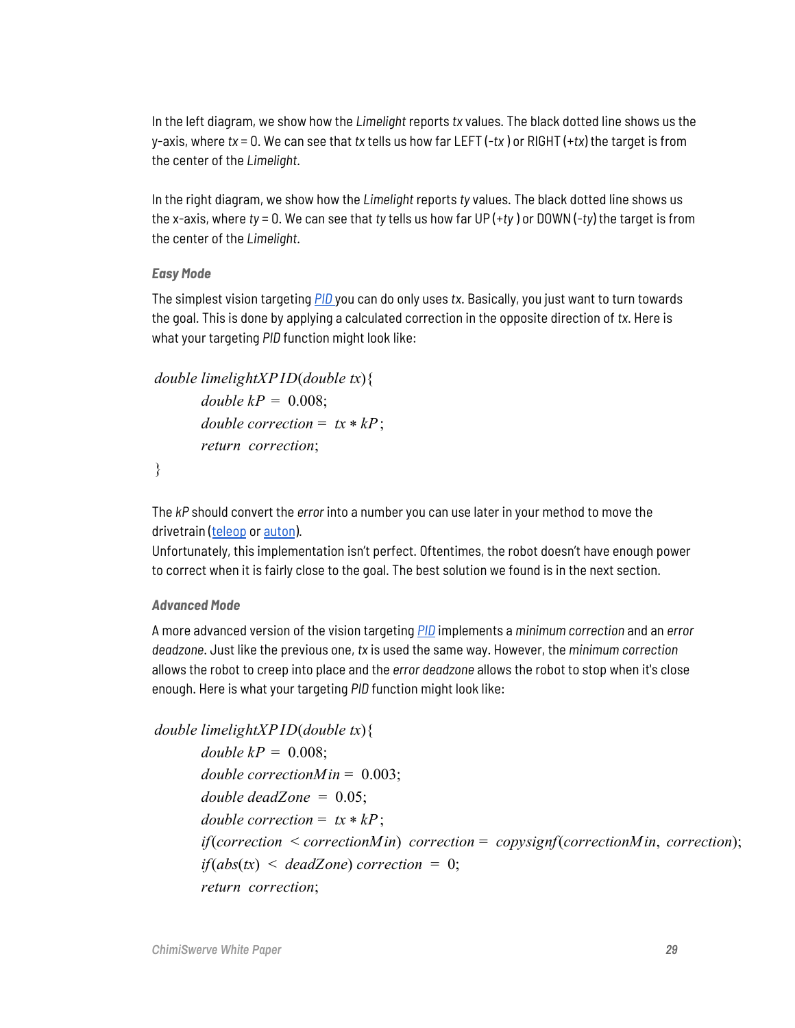In the left diagram, we show how the *Limelight* reports *tx* values. The black dotted line shows us the y-axis, where *tx* = 0. We can see that *tx* tells us how far LEFT (-*tx* ) or RIGHT (+*tx*) the target is from the center of the *Limelight.*

In the right diagram, we show how the *Limelight* reports *ty* values. The black dotted line shows us the x-axis, where *ty* = 0. We can see that *ty* tells us how far UP (+*ty* ) or DOWN (-*ty*) the target is from the center of the *Limelight.*

#### *Easy Mode*

The simplest vision targeting *PID* you can do only uses *tx*. Basically, you just want to turn towards the goal. This is done by applying a calculated correction in the opposite direction of *tx*. Here is what your targeting *PID* function might look like:

```
double limelightXPID(double tx){
    double kP = 0.008;
    double correction = tx * kP;
    return correction;
}
```

The *kP* should convert the *error* into a number you can use later in your method to move the drivetrain (teleop or auton).
Unfortunately, this implementation isn't perfect. Oftentimes, the robot doesn't have enough power to correct when it is fairly close to the goal. The best solution we found is in the next section.

#### *Advanced Mode*

A more advanced version of the vision targeting *PID* implements a *minimum correction* and an *error deadzone*. Just like the previous one, *tx* is used the same way. However, the *minimum correction* allows the robot to creep into place and the *error deadzone* allows the robot to stop when it's close enough. Here is what your targeting *PID* function might look like:

```
double limelightXPID(double tx){
    double kP = 0.008;
    double correctionMin = 0.003;
    double deadZone = 0.05;
    double correction = tx * kP;
    if(correction < correctionMin) correction = copysignf(correctionMin, correction);
    if(abs(tx) < deadZone) correction = 0;
    return correction;
```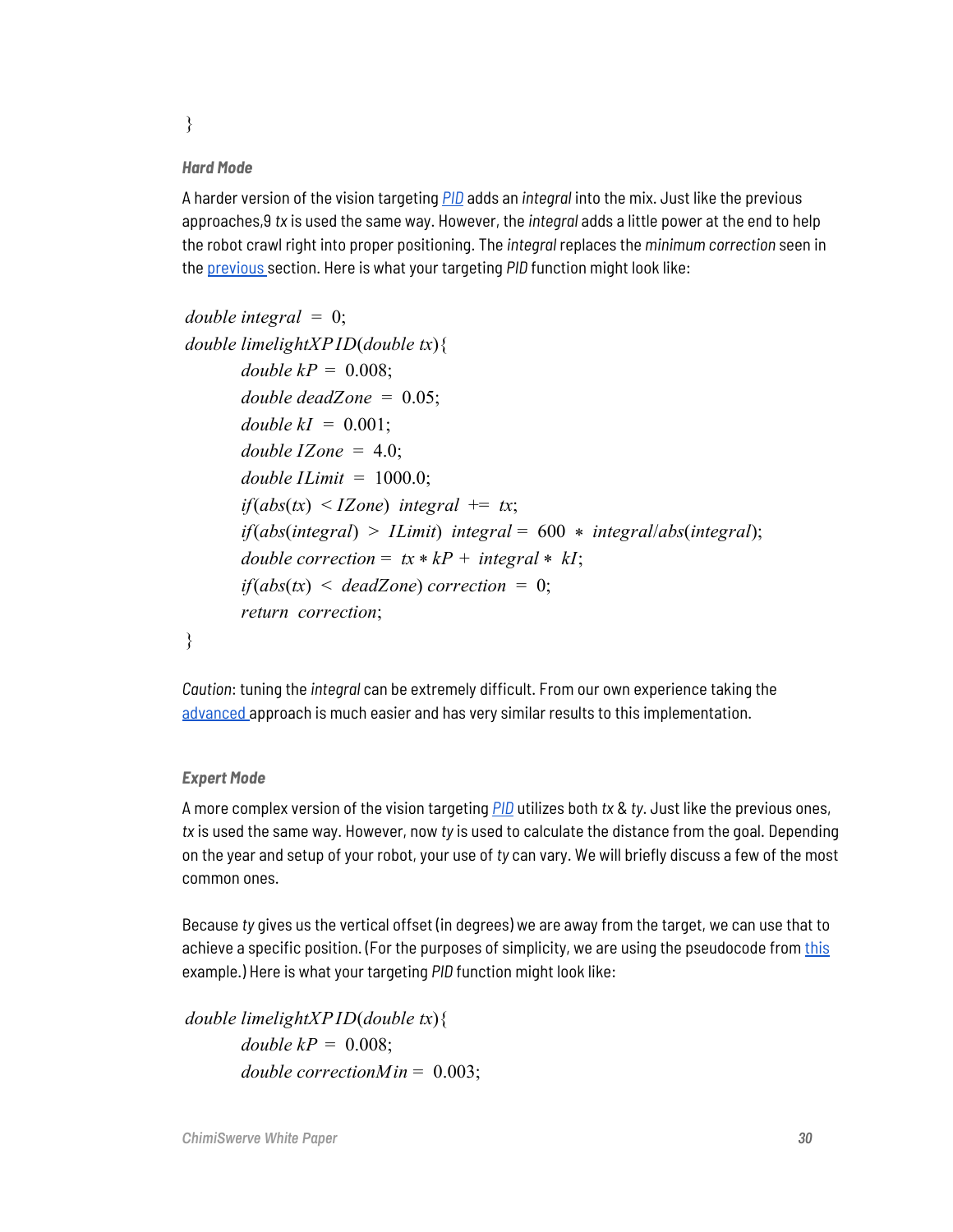}

#### Hard Mode

A harder version of the vision targeting [*PID*](#) adds an *integral* into the mix. Just like the previous approaches,9 *tx* is used the same way. However, the *integral* adds a little power at the end to help the robot crawl right into proper positioning. The *integral* replaces the *minimum correction* seen in the [previous](#) section. Here is what your targeting *PID* function might look like:

```
double integral = 0;
double limelightXPID(double tx){
    double kP = 0.008;
    double deadZone = 0.05;
    double kI = 0.001;
    double IZone = 4.0;
    double ILimit = 1000.0;
    if(abs(tx) < IZone) integral += tx;
    if(abs(integral) > ILimit) integral = 600 * integral/abs(integral);
    double correction = tx * kP + integral * kI;
    if(abs(tx) < deadZone) correction = 0;
    return correction;
}
```

*Caution*: tuning the *integral* can be extremely difficult. From our own experience taking the [advanced](#) approach is much easier and has very similar results to this implementation.

#### Expert Mode

A more complex version of the vision targeting [*PID*](#) utilizes both *tx* & *ty*. Just like the previous ones, *tx* is used the same way. However, now *ty* is used to calculate the distance from the goal. Depending on the year and setup of your robot, your use of *ty* can vary. We will briefly discuss a few of the most common ones.

Because *ty* gives us the vertical offset (in degrees) we are away from the target, we can use that to achieve a specific position. (For the purposes of simplicity, we are using the pseudocode from [this](#) example.) Here is what your targeting *PID* function might look like:

```
double limelightXPID(double tx){
    double kP = 0.008;
    double correctionMin = 0.003;
```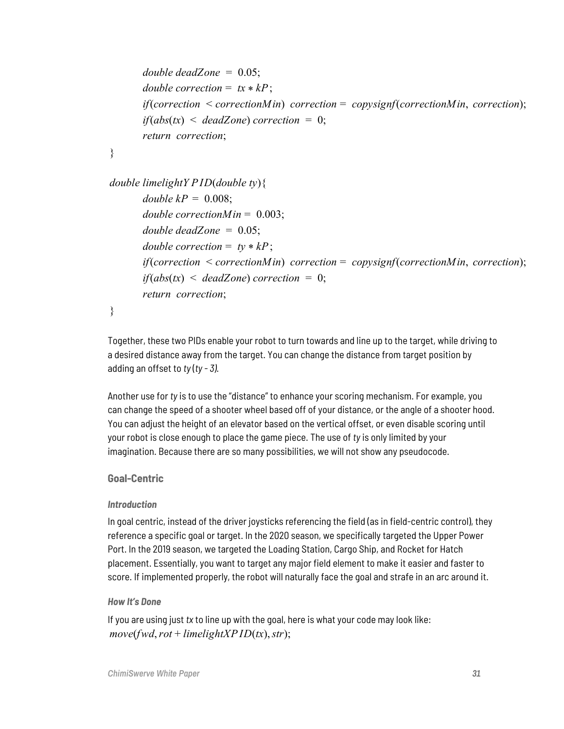```
        double deadZone = 0.05;
        double correction = tx * kP;
        if(correction < correctionMin) correction = copysignf(correctionMin, correction);
        if(abs(tx) < deadZone) correction = 0;
        return correction;
}

double limelightYPID(double ty){
        double kP = 0.008;
        double correctionMin = 0.003;
        double deadZone = 0.05;
        double correction = ty * kP;
        if(correction < correctionMin) correction = copysignf(correctionMin, correction);
        if(abs(tx) < deadZone) correction = 0;
        return correction;
}
```

Together, these two PIDs enable your robot to turn towards and line up to the target, while driving to a desired distance away from the target. You can change the distance from target position by adding an offset to *ty* (*ty - 3)*.

Another use for *ty* is to use the "distance" to enhance your scoring mechanism. For example, you can change the speed of a shooter wheel based off of your distance, or the angle of a shooter hood. You can adjust the height of an elevator based on the vertical offset, or even disable scoring until your robot is close enough to place the game piece. The use of *ty* is only limited by your imagination. Because there are so many possibilities, we will not show any pseudocode.

### Goal-Centric

#### *Introduction*

In goal centric, instead of the driver joysticks referencing the field (as in field-centric control), they reference a specific goal or target. In the 2020 season, we specifically targeted the Upper Power Port. In the 2019 season, we targeted the Loading Station, Cargo Ship, and Rocket for Hatch placement. Essentially, you want to target any major field element to make it easier and faster to score. If implemented properly, the robot will naturally face the goal and strafe in an arc around it.

#### *How It's Done*

If you are using just *tx* to line up with the goal, here is what your code may look like:

```
move(fwd, rot + limelightXPID(tx), str);
```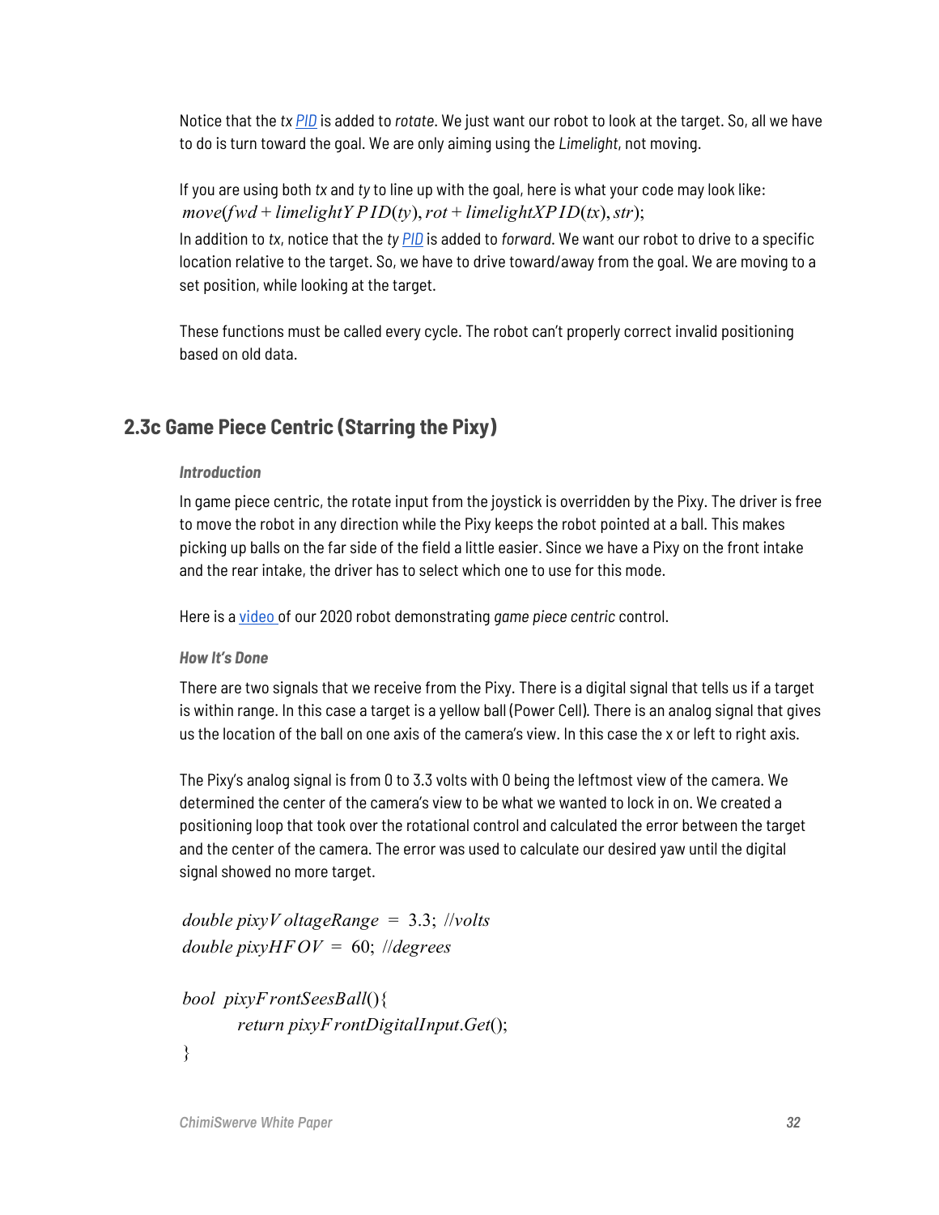Notice that the *tx* PID is added to *rotate*. We just want our robot to look at the target. So, all we have to do is turn toward the goal. We are only aiming using the *Limelight*, not moving.

If you are using both *tx* and *ty* to line up with the goal, here is what your code may look like:

$$move(fwd + limelightYPID(ty), rot + limelightXPID(tx), str);$$

In addition to *tx*, notice that the *ty* PID is added to *forward*. We want our robot to drive to a specific location relative to the target. So, we have to drive toward/away from the goal. We are moving to a set position, while looking at the target.

These functions must be called every cycle. The robot can't properly correct invalid positioning based on old data.

## 2.3c Game Piece Centric (Starring the Pixy)

#### *Introduction*

In game piece centric, the rotate input from the joystick is overridden by the Pixy. The driver is free to move the robot in any direction while the Pixy keeps the robot pointed at a ball. This makes picking up balls on the far side of the field a little easier. Since we have a Pixy on the front intake and the rear intake, the driver has to select which one to use for this mode.

Here is a video of our 2020 robot demonstrating *game piece centric* control.

#### *How It's Done*

There are two signals that we receive from the Pixy. There is a digital signal that tells us if a target is within range. In this case a target is a yellow ball (Power Cell). There is an analog signal that gives us the location of the ball on one axis of the camera's view. In this case the x or left to right axis.

The Pixy's analog signal is from 0 to 3.3 volts with 0 being the leftmost view of the camera. We determined the center of the camera's view to be what we wanted to lock in on. We created a positioning loop that took over the rotational control and calculated the error between the target and the center of the camera. The error was used to calculate our desired yaw until the digital signal showed no more target.

```
double pixyVoltageRange = 3.3; //volts
double pixyHFOV = 60; //degrees

bool pixyFrontSeesBall(){
    return pixyFrontDigitalInput.Get();
}
```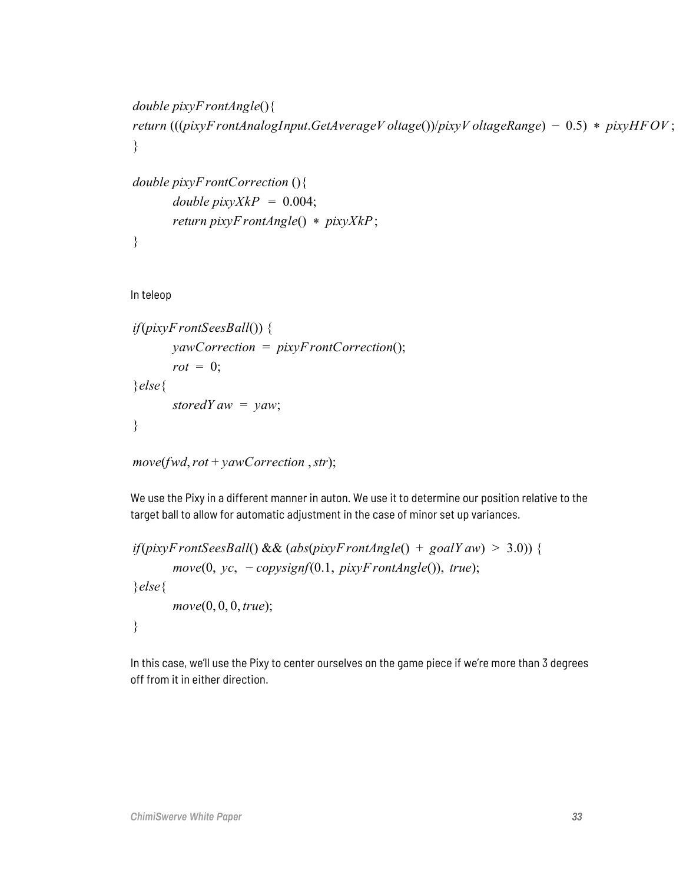```
double pixyFrontAngle(){
return (((pixyFrontAnalogInput.GetAverageVoltage())/pixyVoltageRange) - 0.5) * pixyHFOV;
}

double pixyFrontCorrection (){
    double pixyXkP = 0.004;
    return pixyFrontAngle() * pixyXkP;
}
```

In teleop

```
if(pixyFrontSeesBall()) {
    yawCorrection = pixyFrontCorrection();
    rot = 0;
}else{
    storedYaw = yaw;
}

move(fwd, rot + yawCorrection , str);
```

We use the Pixy in a different manner in auton. We use it to determine our position relative to the target ball to allow for automatic adjustment in the case of minor set up variances.

```
if(pixyFrontSeesBall() && (abs(pixyFrontAngle() + goalYaw) > 3.0)) {
    move(0, yc, -copysignf(0.1, pixyFrontAngle()), true);
}else{
    move(0, 0, 0, true);
}
```

In this case, we'll use the Pixy to center ourselves on the game piece if we're more than 3 degrees off from it in either direction.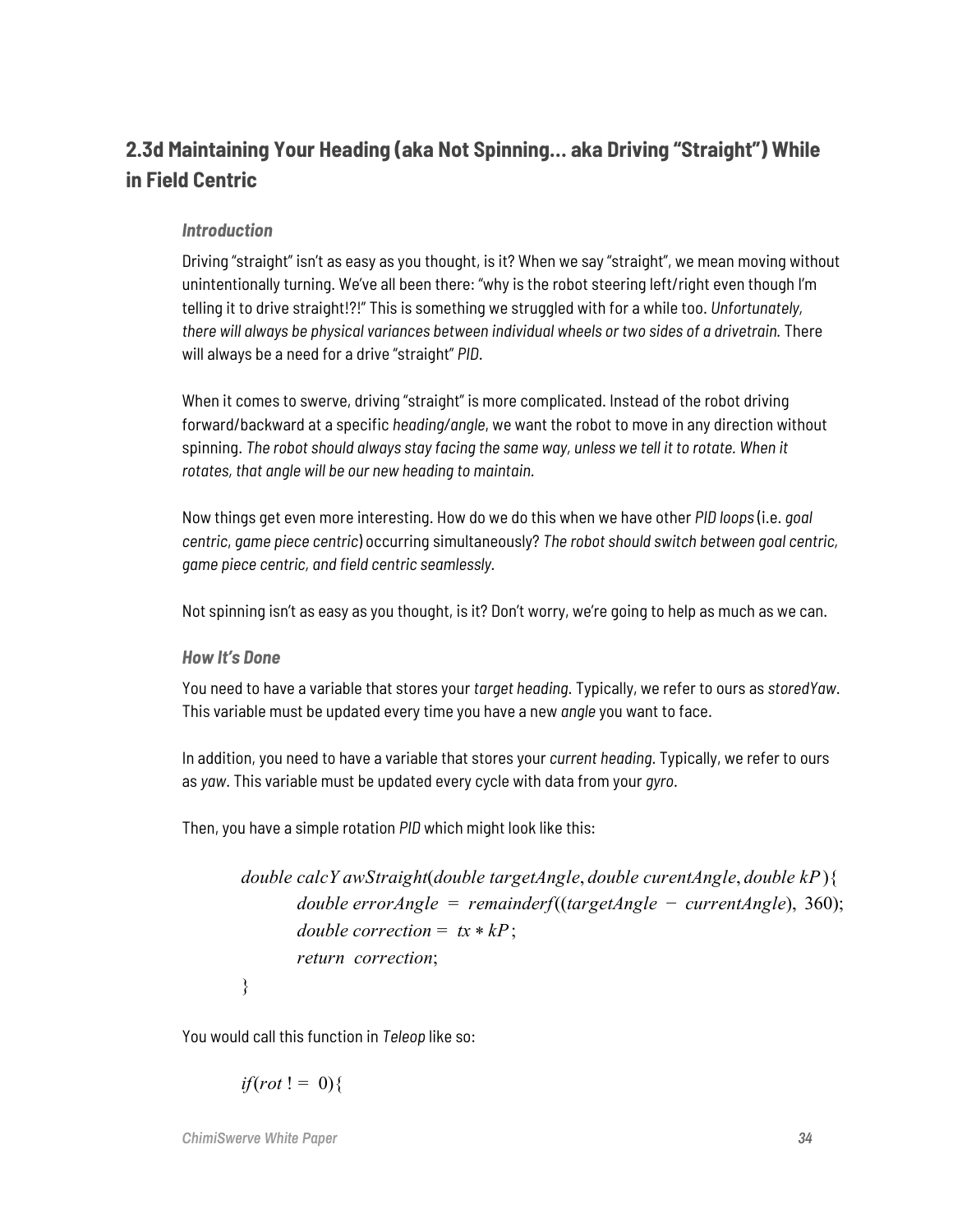## 2.3d Maintaining Your Heading (aka Not Spinning… aka Driving "Straight") While in Field Centric

### *Introduction*

Driving "straight" isn't as easy as you thought, is it? When we say "straight", we mean moving without unintentionally turning. We've all been there: "why is the robot steering left/right even though I'm telling it to drive straight!?!" This is something we struggled with for a while too. *Unfortunately, there will always be physical variances between individual wheels or two sides of a drivetrain.* There will always be a need for a drive "straight" *PID*.

When it comes to swerve, driving "straight" is more complicated. Instead of the robot driving forward/backward at a specific *heading/angle*, we want the robot to move in any direction without spinning. *The robot should always stay facing the same way, unless we tell it to rotate. When it rotates, that angle will be our new heading to maintain.*

Now things get even more interesting. How do we do this when we have other *PID loops* (i.e. *goal centric*, *game piece centric*) occurring simultaneously? *The robot should switch between goal centric, game piece centric, and field centric seamlessly.*

Not spinning isn't as easy as you thought, is it? Don't worry, we're going to help as much as we can.

### *How It's Done*

You need to have a variable that stores your *target heading*. Typically, we refer to ours as *storedYaw*. This variable must be updated every time you have a new *angle* you want to face.

In addition, you need to have a variable that stores your *current heading*. Typically, we refer to ours as *yaw*. This variable must be updated every cycle with data from your *gyro*.

Then, you have a simple rotation *PID* which might look like this:

```
double calcYawStraight(double targetAngle, double curentAngle, double kP){
    double errorAngle = remainderf((targetAngle − currentAngle), 360);
    double correction = tx * kP;
    return correction;
}
```

You would call this function in *Teleop* like so:

```
if(rot != 0){
```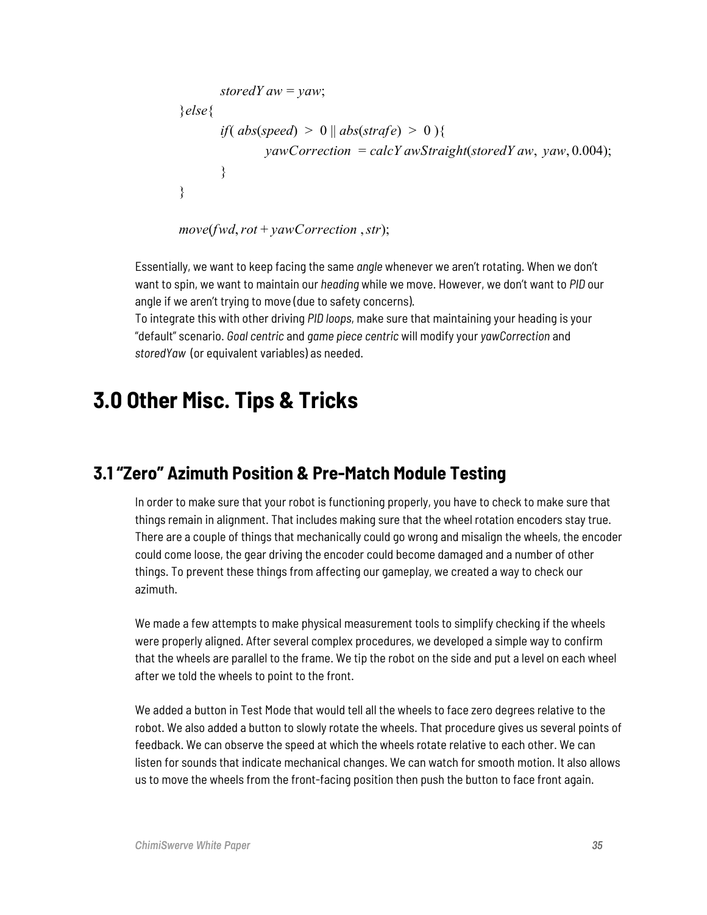```
        storedYaw = yaw;
}else{
        if( abs(speed) > 0 || abs(strafe) > 0 ){
                yawCorrection = calcYawStraight(storedYaw, yaw, 0.004);
        }
}

move(fwd, rot + yawCorrection, str);
```

Essentially, we want to keep facing the same *angle* whenever we aren't rotating. When we don't want to spin, we want to maintain our *heading* while we move. However, we don't want to *PID* our angle if we aren't trying to move (due to safety concerns).
To integrate this with other driving *PID loops*, make sure that maintaining your heading is your "default" scenario. *Goal centric* and *game piece centric* will modify your *yawCorrection* and *storedYaw* (or equivalent variables) as needed.

# 3.0 Other Misc. Tips & Tricks

## 3.1 "Zero" Azimuth Position & Pre-Match Module Testing

In order to make sure that your robot is functioning properly, you have to check to make sure that things remain in alignment. That includes making sure that the wheel rotation encoders stay true. There are a couple of things that mechanically could go wrong and misalign the wheels, the encoder could come loose, the gear driving the encoder could become damaged and a number of other things. To prevent these things from affecting our gameplay, we created a way to check our azimuth.

We made a few attempts to make physical measurement tools to simplify checking if the wheels were properly aligned. After several complex procedures, we developed a simple way to confirm that the wheels are parallel to the frame. We tip the robot on the side and put a level on each wheel after we told the wheels to point to the front.

We added a button in Test Mode that would tell all the wheels to face zero degrees relative to the robot. We also added a button to slowly rotate the wheels. That procedure gives us several points of feedback. We can observe the speed at which the wheels rotate relative to each other. We can listen for sounds that indicate mechanical changes. We can watch for smooth motion. It also allows us to move the wheels from the front-facing position then push the button to face front again.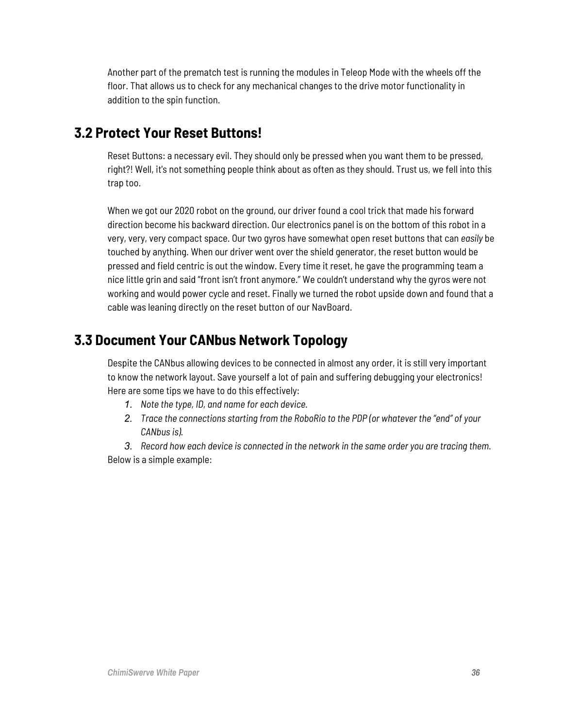Another part of the prematch test is running the modules in Teleop Mode with the wheels off the floor. That allows us to check for any mechanical changes to the drive motor functionality in addition to the spin function.

## 3.2 Protect Your Reset Buttons!

Reset Buttons: a necessary evil. They should only be pressed when you want them to be pressed, right?! Well, it's not something people think about as often as they should. Trust us, we fell into this trap too.

When we got our 2020 robot on the ground, our driver found a cool trick that made his forward direction become his backward direction. Our electronics panel is on the bottom of this robot in a very, very, very compact space. Our two gyros have somewhat open reset buttons that can *easily* be touched by anything. When our driver went over the shield generator, the reset button would be pressed and field centric is out the window. Every time it reset, he gave the programming team a nice little grin and said "front isn't front anymore." We couldn't understand why the gyros were not working and would power cycle and reset. Finally we turned the robot upside down and found that a cable was leaning directly on the reset button of our NavBoard.

## 3.3 Document Your CANbus Network Topology

Despite the CANbus allowing devices to be connected in almost any order, it is still very important to know the network layout. Save yourself a lot of pain and suffering debugging your electronics! Here are some tips we have to do this effectively:

1. *Note the type, ID, and name for each device.*
2. *Trace the connections starting from the RoboRio to the PDP (or whatever the "end" of your CANbus is).*
3. *Record how each device is connected in the network in the same order you are tracing them.*

Below is a simple example: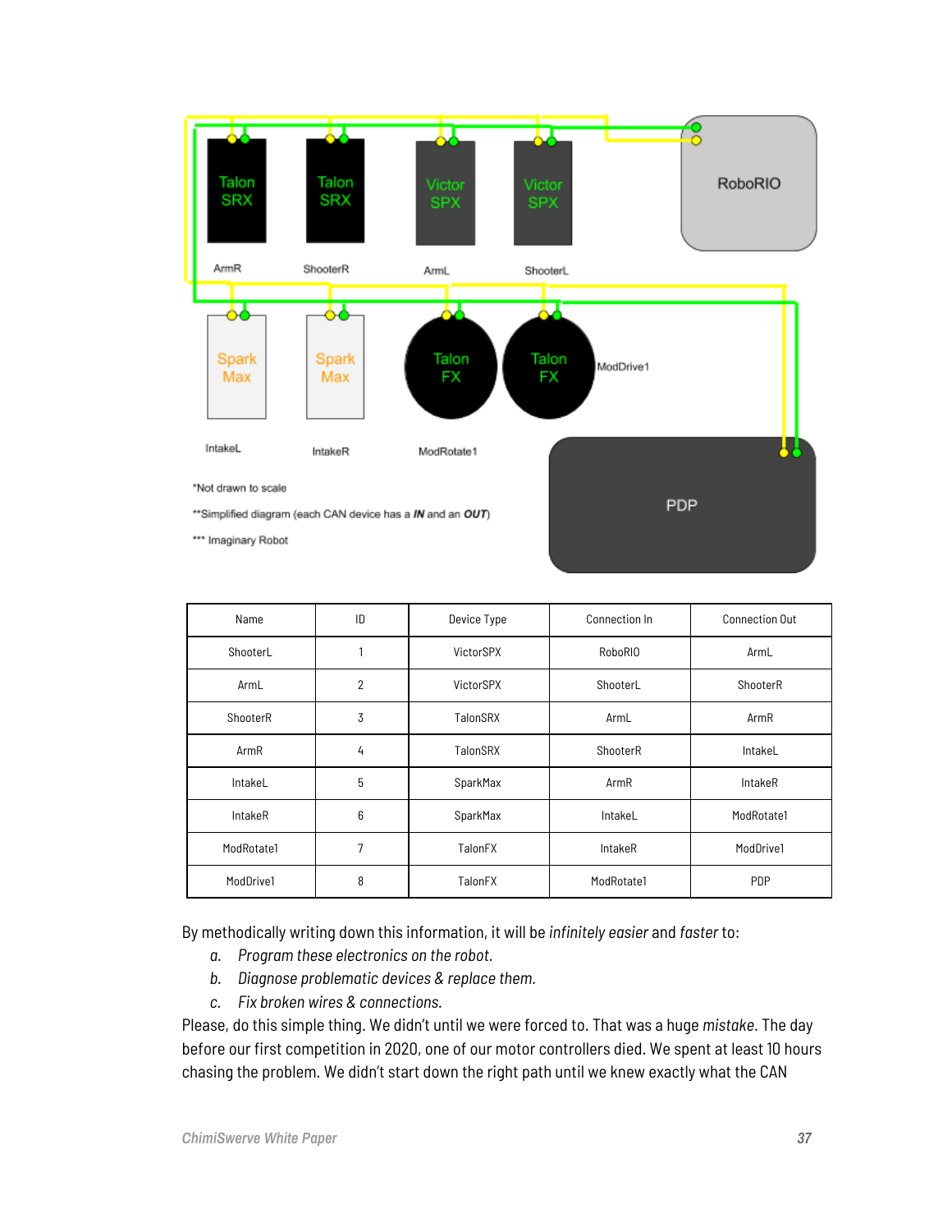| Name | ID | Device Type | Connection In | Connection Out |
|---|---|---|---|---|
| ShooterL | 1 | VictorSPX | RoboRIO | ArmL |
| ArmL | 2 | VictorSPX | ShooterL | ShooterR |
| ShooterR | 3 | TalonSRX | ArmL | ArmR |
| ArmR | 4 | TalonSRX | ShooterR | IntakeL |
| IntakeL | 5 | SparkMax | ArmR | IntakeR |
| IntakeR | 6 | SparkMax | IntakeL | ModRotate1 |
| ModRotate1 | 7 | TalonFX | IntakeR | ModDrive1 |
| ModDrive1 | 8 | TalonFX | ModRotate1 | PDP |

By methodically writing down this information, it will be *infinitely easier* and *faster* to:

a. *Program these electronics on the robot.*
b. *Diagnose problematic devices & replace them.*
c. *Fix broken wires & connections.*

Please, do this simple thing. We didn't until we were forced to. That was a huge *mistake*. The day before our first competition in 2020, one of our motor controllers died. We spent at least 10 hours chasing the problem. We didn't start down the right path until we knew exactly what the CAN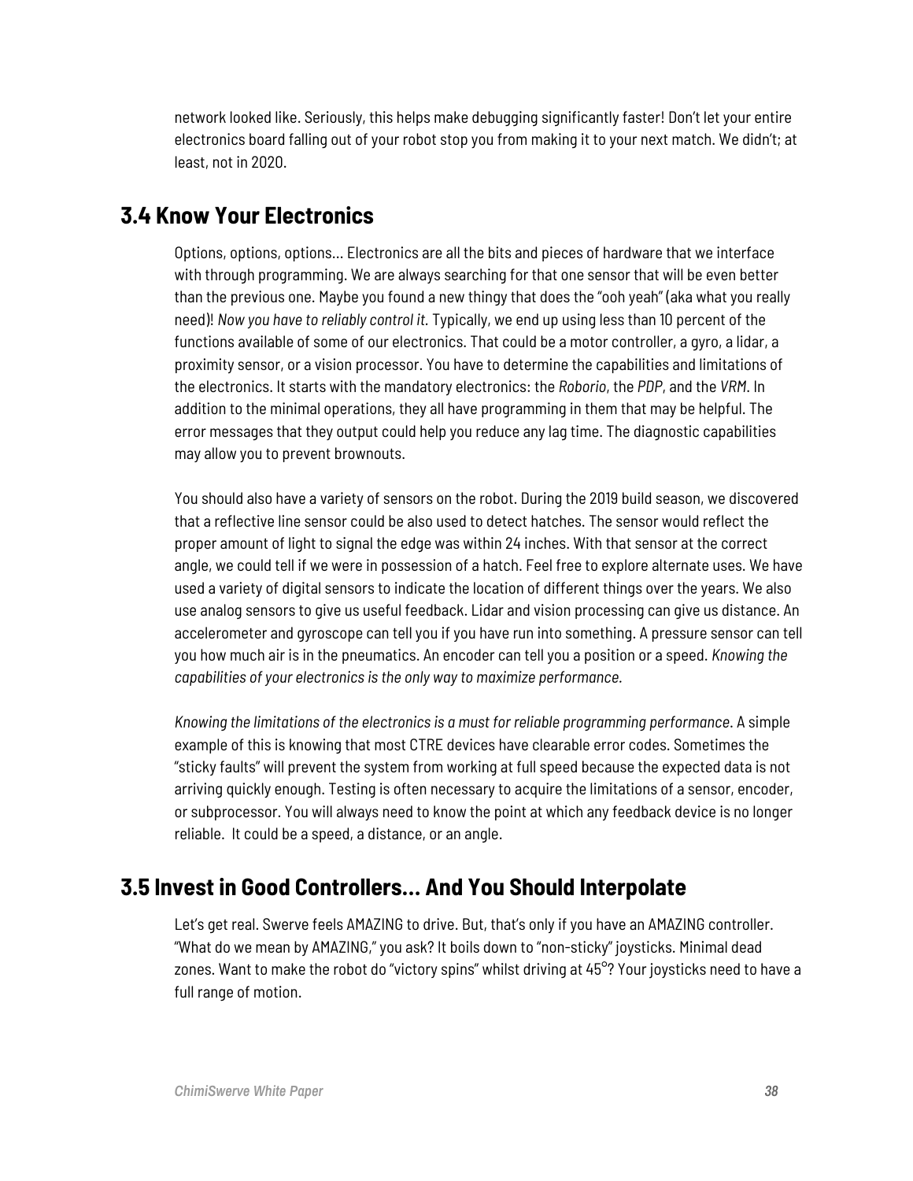network looked like. Seriously, this helps make debugging significantly faster! Don't let your entire electronics board falling out of your robot stop you from making it to your next match. We didn't; at least, not in 2020.

## 3.4 Know Your Electronics

Options, options, options... Electronics are all the bits and pieces of hardware that we interface with through programming. We are always searching for that one sensor that will be even better than the previous one. Maybe you found a new thingy that does the "ooh yeah" (aka what you really need)! *Now you have to reliably control it.* Typically, we end up using less than 10 percent of the functions available of some of our electronics. That could be a motor controller, a gyro, a lidar, a proximity sensor, or a vision processor. You have to determine the capabilities and limitations of the electronics. It starts with the mandatory electronics: the *Roborio*, the *PDP*, and the *VRM*. In addition to the minimal operations, they all have programming in them that may be helpful. The error messages that they output could help you reduce any lag time. The diagnostic capabilities may allow you to prevent brownouts.

You should also have a variety of sensors on the robot. During the 2019 build season, we discovered that a reflective line sensor could be also used to detect hatches. The sensor would reflect the proper amount of light to signal the edge was within 24 inches. With that sensor at the correct angle, we could tell if we were in possession of a hatch. Feel free to explore alternate uses. We have used a variety of digital sensors to indicate the location of different things over the years. We also use analog sensors to give us useful feedback. Lidar and vision processing can give us distance. An accelerometer and gyroscope can tell you if you have run into something. A pressure sensor can tell you how much air is in the pneumatics. An encoder can tell you a position or a speed. *Knowing the capabilities of your electronics is the only way to maximize performance.*

*Knowing the limitations of the electronics is a must for reliable programming performance*. A simple example of this is knowing that most CTRE devices have clearable error codes. Sometimes the "sticky faults" will prevent the system from working at full speed because the expected data is not arriving quickly enough. Testing is often necessary to acquire the limitations of a sensor, encoder, or subprocessor. You will always need to know the point at which any feedback device is no longer reliable. It could be a speed, a distance, or an angle.

## 3.5 Invest in Good Controllers... And You Should Interpolate

Let's get real. Swerve feels AMAZING to drive. But, that's only if you have an AMAZING controller. "What do we mean by AMAZING," you ask? It boils down to "non-sticky" joysticks. Minimal dead zones. Want to make the robot do "victory spins" whilst driving at 45°? Your joysticks need to have a full range of motion.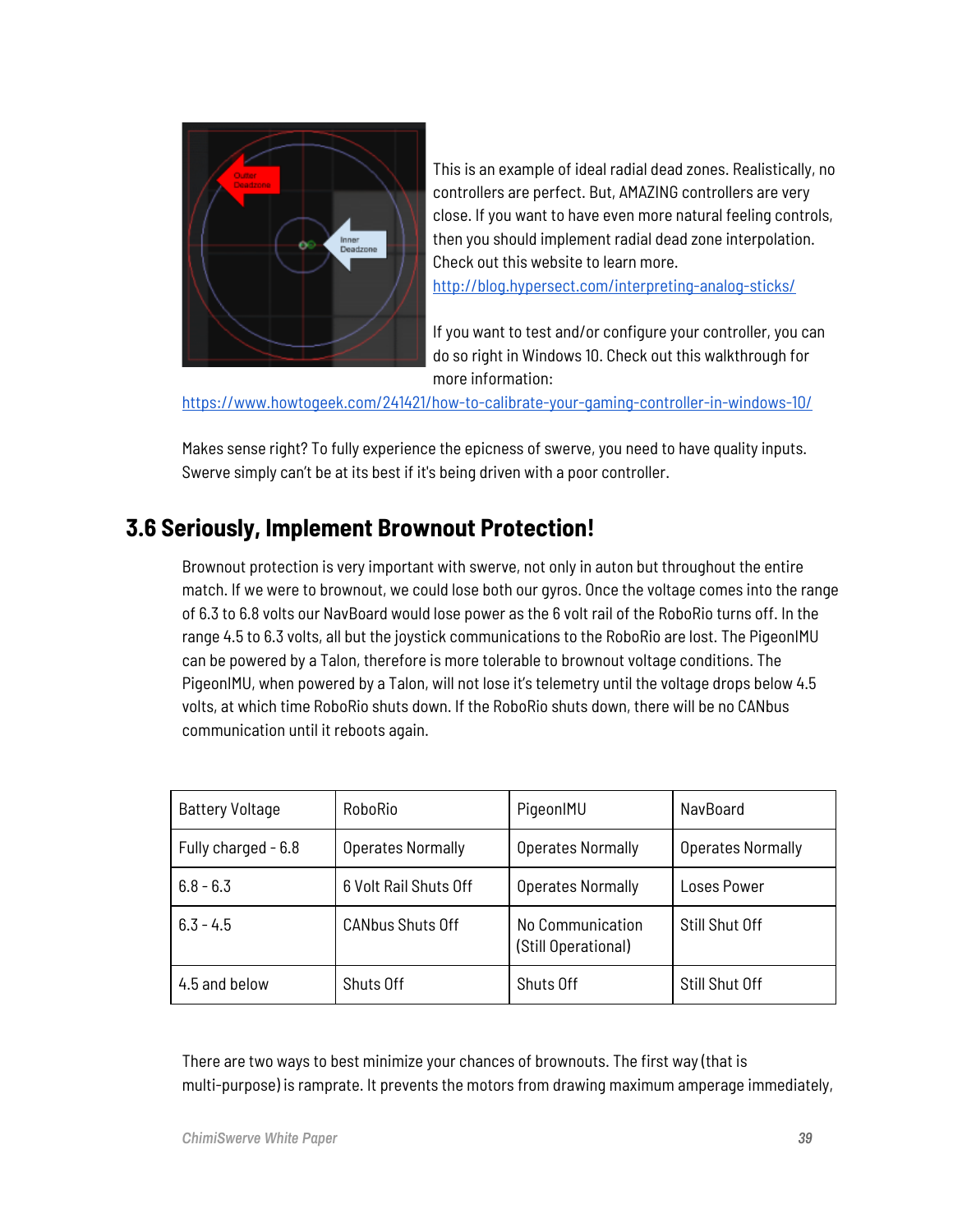This is an example of ideal radial dead zones. Realistically, no controllers are perfect. But, AMAZING controllers are very close. If you want to have even more natural feeling controls, then you should implement radial dead zone interpolation. Check out this website to learn more. http://blog.hypersect.com/interpreting-analog-sticks/

If you want to test and/or configure your controller, you can do so right in Windows 10. Check out this walkthrough for more information: https://www.howtogeek.com/241421/how-to-calibrate-your-gaming-controller-in-windows-10/

Makes sense right? To fully experience the epicness of swerve, you need to have quality inputs. Swerve simply can't be at its best if it's being driven with a poor controller.

## 3.6 Seriously, Implement Brownout Protection!

Brownout protection is very important with swerve, not only in auton but throughout the entire match. If we were to brownout, we could lose both our gyros. Once the voltage comes into the range of 6.3 to 6.8 volts our NavBoard would lose power as the 6 volt rail of the RoboRio turns off. In the range 4.5 to 6.3 volts, all but the joystick communications to the RoboRio are lost. The PigeonIMU can be powered by a Talon, therefore is more tolerable to brownout voltage conditions. The PigeonIMU, when powered by a Talon, will not lose it's telemetry until the voltage drops below 4.5 volts, at which time RoboRio shuts down. If the RoboRio shuts down, there will be no CANbus communication until it reboots again.

| Battery Voltage | RoboRio | PigeonIMU | NavBoard |
|---|---|---|---|
| Fully charged - 6.8 | Operates Normally | Operates Normally | Operates Normally |
| 6.8 - 6.3 | 6 Volt Rail Shuts Off | Operates Normally | Loses Power |
| 6.3 - 4.5 | CANbus Shuts Off | No Communication (Still Operational) | Still Shut Off |
| 4.5 and below | Shuts Off | Shuts Off | Still Shut Off |

There are two ways to best minimize your chances of brownouts. The first way (that is multi-purpose) is ramprate. It prevents the motors from drawing maximum amperage immediately,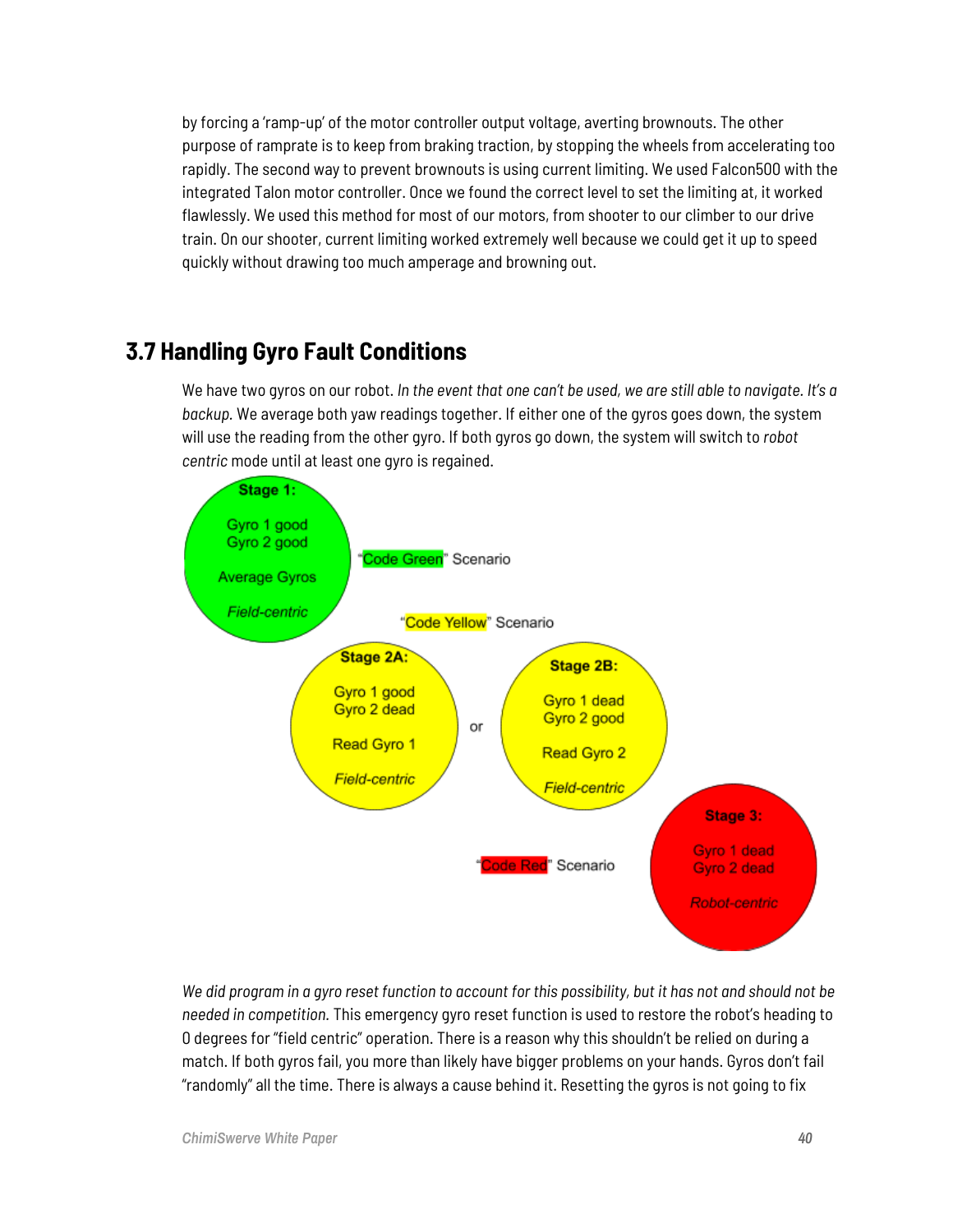by forcing a 'ramp-up' of the motor controller output voltage, averting brownouts. The other purpose of ramprate is to keep from braking traction, by stopping the wheels from accelerating too rapidly. The second way to prevent brownouts is using current limiting. We used Falcon500 with the integrated Talon motor controller. Once we found the correct level to set the limiting at, it worked flawlessly. We used this method for most of our motors, from shooter to our climber to our drive train. On our shooter, current limiting worked extremely well because we could get it up to speed quickly without drawing too much amperage and browning out.

## 3.7 Handling Gyro Fault Conditions

We have two gyros on our robot. *In the event that one can't be used, we are still able to navigate. It's a backup.* We average both yaw readings together. If either one of the gyros goes down, the system will use the reading from the other gyro. If both gyros go down, the system will switch to *robot centric* mode until at least one gyro is regained.

**Stage 1:** Gyro 1 good, Gyro 2 good. Average Gyros. *Field-centric* — "Code Green" Scenario

"Code Yellow" Scenario

**Stage 2A:** Gyro 1 good, Gyro 2 dead. Read Gyro 1. *Field-centric*

or

**Stage 2B:** Gyro 1 dead, Gyro 2 good. Read Gyro 2. *Field-centric*

"Code Red" Scenario

**Stage 3:** Gyro 1 dead, Gyro 2 dead. *Robot-centric*

*We did program in a gyro reset function to account for this possibility, but it has not and should not be needed in competition.* This emergency gyro reset function is used to restore the robot's heading to 0 degrees for "field centric" operation. There is a reason why this shouldn't be relied on during a match. If both gyros fail, you more than likely have bigger problems on your hands. Gyros don't fail "randomly" all the time. There is always a cause behind it. Resetting the gyros is not going to fix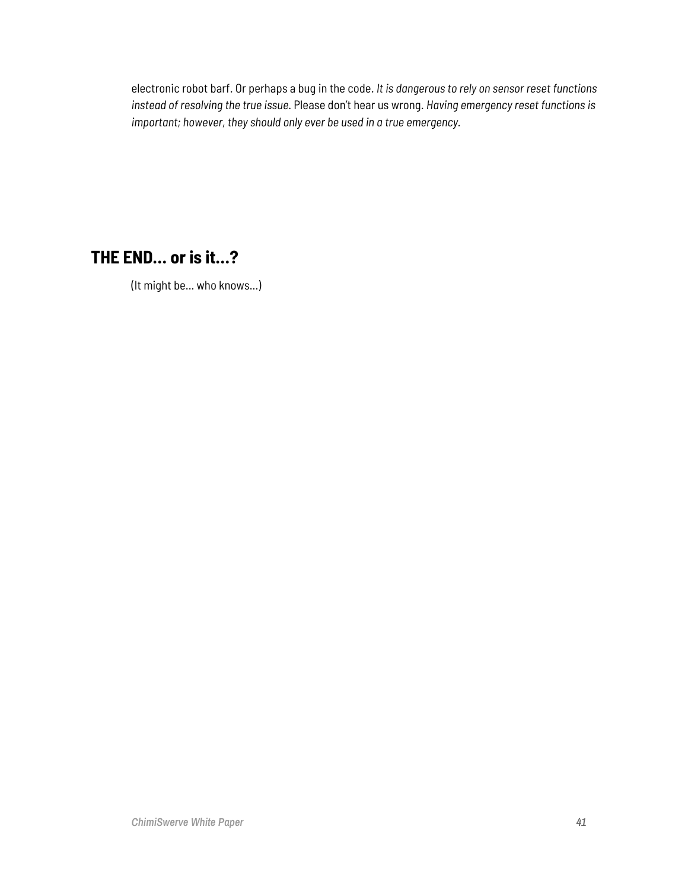electronic robot barf. Or perhaps a bug in the code. *It is dangerous to rely on sensor reset functions instead of resolving the true issue.* Please don't hear us wrong. *Having emergency reset functions is important; however, they should only ever be used in a true emergency.*

## THE END... or is it...?

(It might be... who knows...)